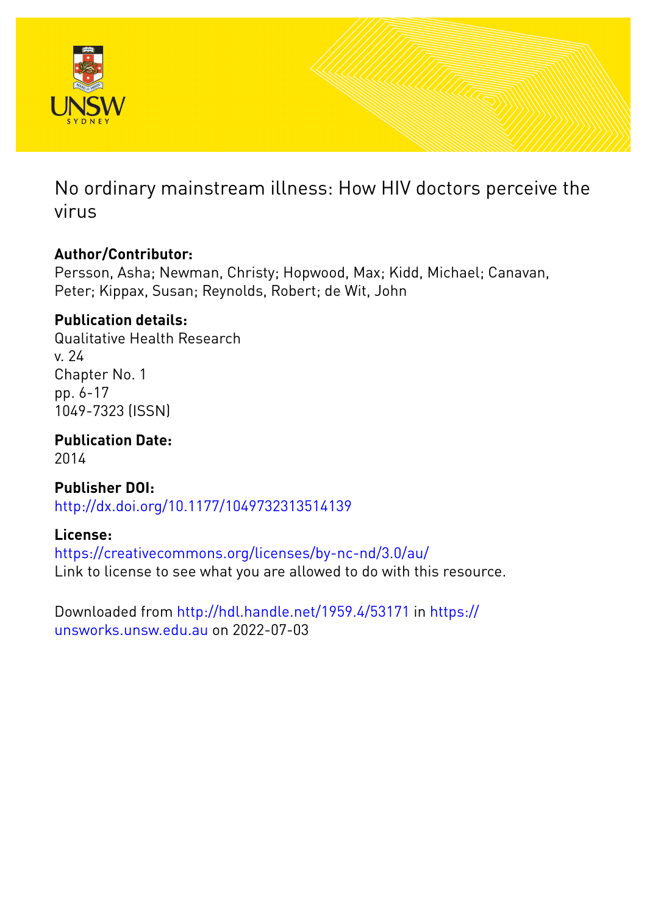# No ordinary mainstream illness: How HIV doctors perceive the virus

## Author/Contributor:

Persson, Asha; Newman, Christy; Hopwood, Max; Kidd, Michael; Canavan, Peter; Kippax, Susan; Reynolds, Robert; de Wit, John

## Publication details:

Qualitative Health Research
v. 24
Chapter No. 1
pp. 6-17
1049-7323 (ISSN)

## Publication Date:

2014

## Publisher DOI:

http://dx.doi.org/10.1177/1049732313514139

## License:

https://creativecommons.org/licenses/by-nc-nd/3.0/au/
Link to license to see what you are allowed to do with this resource.

Downloaded from http://hdl.handle.net/1959.4/53171 in https://unsworks.unsw.edu.au on 2022-07-03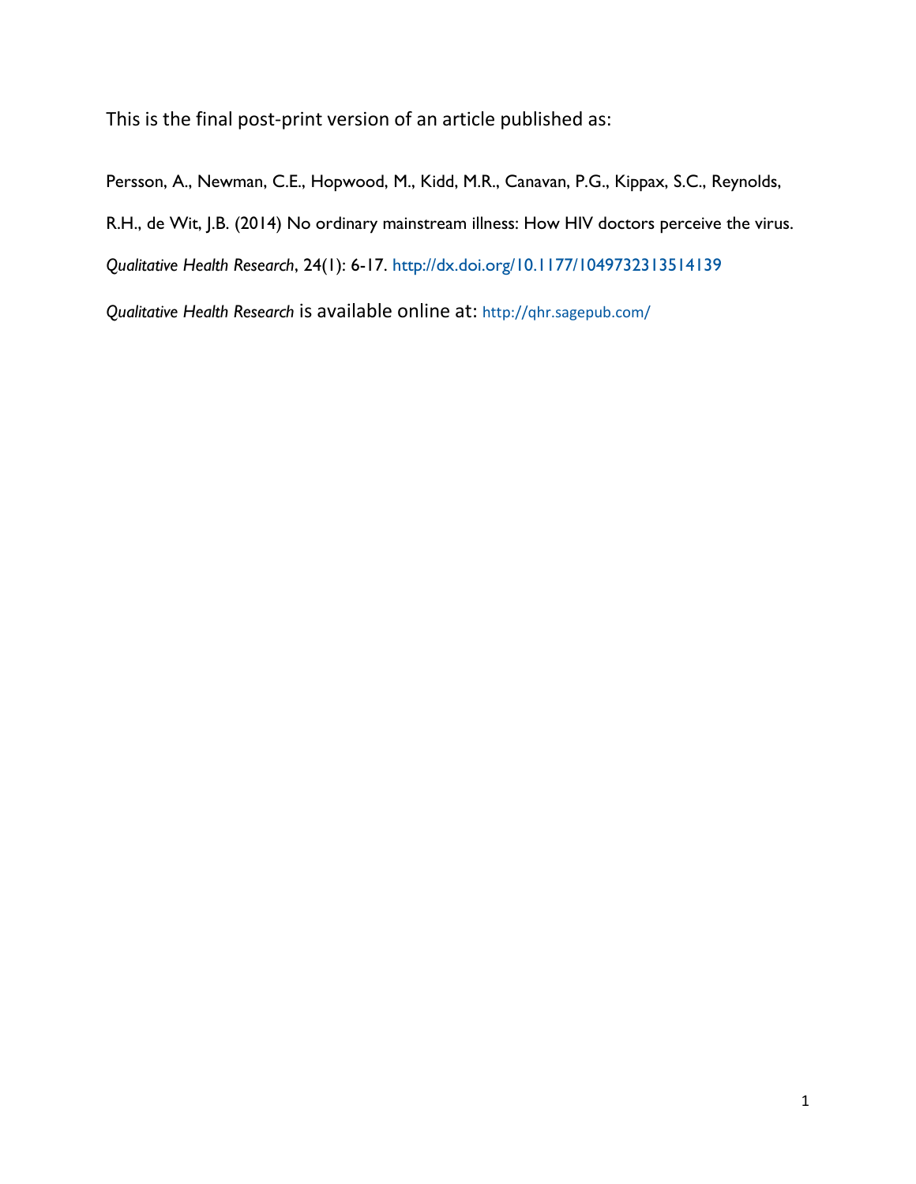This is the final post-print version of an article published as:

Persson, A., Newman, C.E., Hopwood, M., Kidd, M.R., Canavan, P.G., Kippax, S.C., Reynolds, R.H., de Wit, J.B. (2014) No ordinary mainstream illness: How HIV doctors perceive the virus. *Qualitative Health Research*, 24(1): 6-17. http://dx.doi.org/10.1177/1049732313514139

*Qualitative Health Research* is available online at: http://qhr.sagepub.com/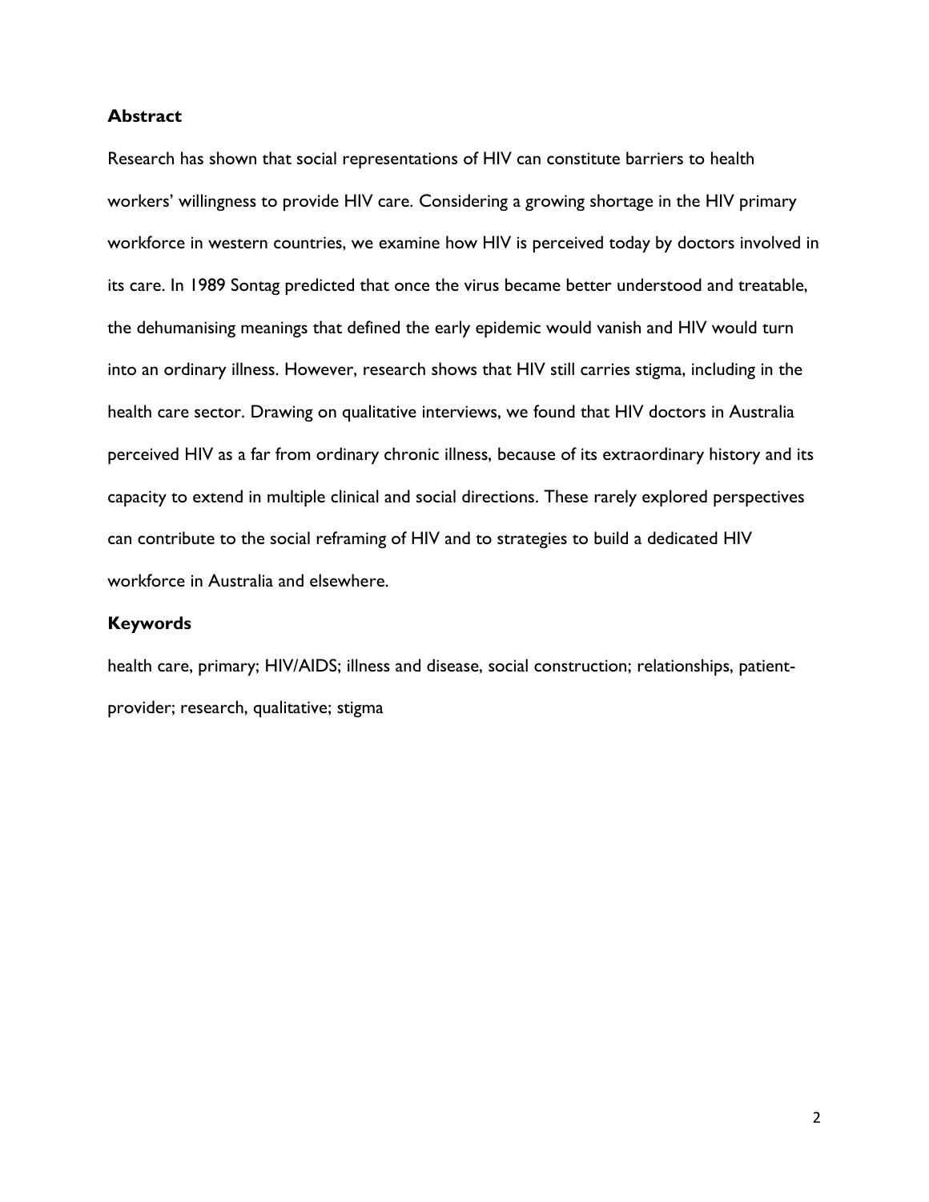## Abstract

Research has shown that social representations of HIV can constitute barriers to health workers' willingness to provide HIV care. Considering a growing shortage in the HIV primary workforce in western countries, we examine how HIV is perceived today by doctors involved in its care. In 1989 Sontag predicted that once the virus became better understood and treatable, the dehumanising meanings that defined the early epidemic would vanish and HIV would turn into an ordinary illness. However, research shows that HIV still carries stigma, including in the health care sector. Drawing on qualitative interviews, we found that HIV doctors in Australia perceived HIV as a far from ordinary chronic illness, because of its extraordinary history and its capacity to extend in multiple clinical and social directions. These rarely explored perspectives can contribute to the social reframing of HIV and to strategies to build a dedicated HIV workforce in Australia and elsewhere.

## Keywords

health care, primary; HIV/AIDS; illness and disease, social construction; relationships, patient-provider; research, qualitative; stigma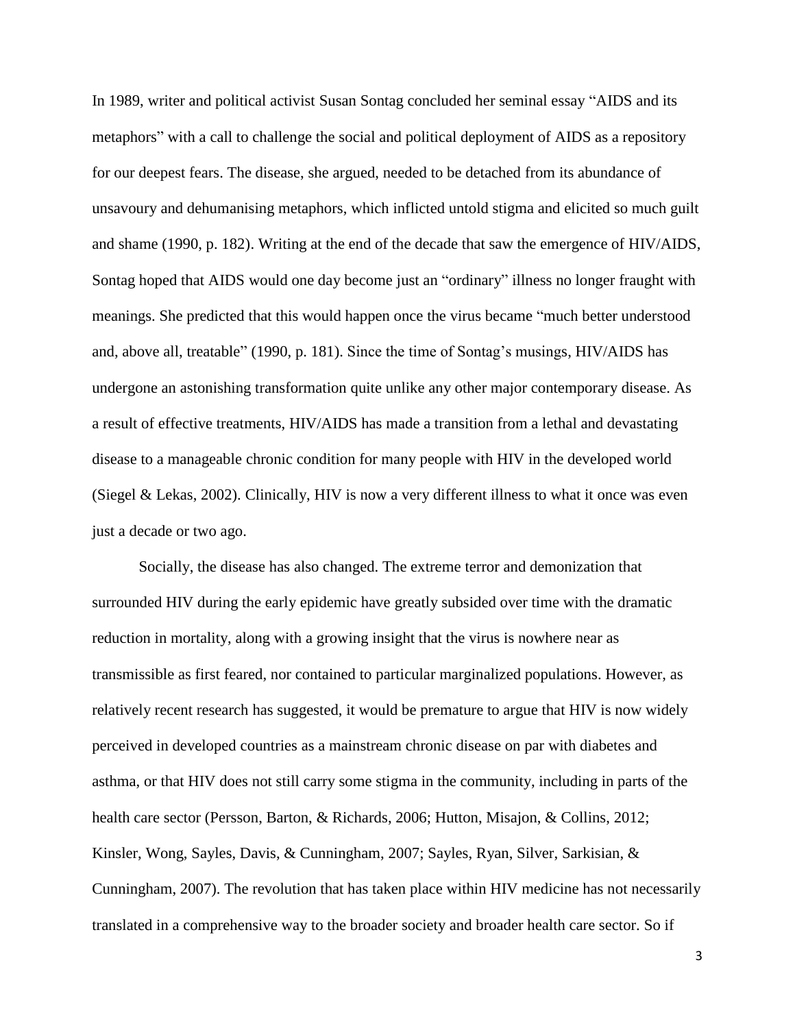In 1989, writer and political activist Susan Sontag concluded her seminal essay "AIDS and its metaphors" with a call to challenge the social and political deployment of AIDS as a repository for our deepest fears. The disease, she argued, needed to be detached from its abundance of unsavoury and dehumanising metaphors, which inflicted untold stigma and elicited so much guilt and shame (1990, p. 182). Writing at the end of the decade that saw the emergence of HIV/AIDS, Sontag hoped that AIDS would one day become just an "ordinary" illness no longer fraught with meanings. She predicted that this would happen once the virus became "much better understood and, above all, treatable" (1990, p. 181). Since the time of Sontag's musings, HIV/AIDS has undergone an astonishing transformation quite unlike any other major contemporary disease. As a result of effective treatments, HIV/AIDS has made a transition from a lethal and devastating disease to a manageable chronic condition for many people with HIV in the developed world (Siegel & Lekas, 2002). Clinically, HIV is now a very different illness to what it once was even just a decade or two ago.

Socially, the disease has also changed. The extreme terror and demonization that surrounded HIV during the early epidemic have greatly subsided over time with the dramatic reduction in mortality, along with a growing insight that the virus is nowhere near as transmissible as first feared, nor contained to particular marginalized populations. However, as relatively recent research has suggested, it would be premature to argue that HIV is now widely perceived in developed countries as a mainstream chronic disease on par with diabetes and asthma, or that HIV does not still carry some stigma in the community, including in parts of the health care sector (Persson, Barton, & Richards, 2006; Hutton, Misajon, & Collins, 2012; Kinsler, Wong, Sayles, Davis, & Cunningham, 2007; Sayles, Ryan, Silver, Sarkisian, & Cunningham, 2007). The revolution that has taken place within HIV medicine has not necessarily translated in a comprehensive way to the broader society and broader health care sector. So if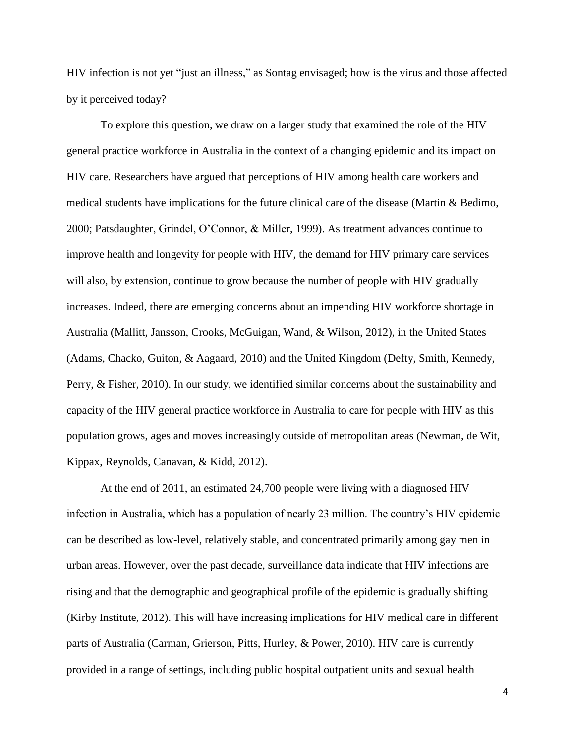HIV infection is not yet "just an illness," as Sontag envisaged; how is the virus and those affected by it perceived today?

To explore this question, we draw on a larger study that examined the role of the HIV general practice workforce in Australia in the context of a changing epidemic and its impact on HIV care. Researchers have argued that perceptions of HIV among health care workers and medical students have implications for the future clinical care of the disease (Martin & Bedimo, 2000; Patsdaughter, Grindel, O'Connor, & Miller, 1999). As treatment advances continue to improve health and longevity for people with HIV, the demand for HIV primary care services will also, by extension, continue to grow because the number of people with HIV gradually increases. Indeed, there are emerging concerns about an impending HIV workforce shortage in Australia (Mallitt, Jansson, Crooks, McGuigan, Wand, & Wilson, 2012), in the United States (Adams, Chacko, Guiton, & Aagaard, 2010) and the United Kingdom (Defty, Smith, Kennedy, Perry, & Fisher, 2010). In our study, we identified similar concerns about the sustainability and capacity of the HIV general practice workforce in Australia to care for people with HIV as this population grows, ages and moves increasingly outside of metropolitan areas (Newman, de Wit, Kippax, Reynolds, Canavan, & Kidd, 2012).

At the end of 2011, an estimated 24,700 people were living with a diagnosed HIV infection in Australia, which has a population of nearly 23 million. The country's HIV epidemic can be described as low-level, relatively stable, and concentrated primarily among gay men in urban areas. However, over the past decade, surveillance data indicate that HIV infections are rising and that the demographic and geographical profile of the epidemic is gradually shifting (Kirby Institute, 2012). This will have increasing implications for HIV medical care in different parts of Australia (Carman, Grierson, Pitts, Hurley, & Power, 2010). HIV care is currently provided in a range of settings, including public hospital outpatient units and sexual health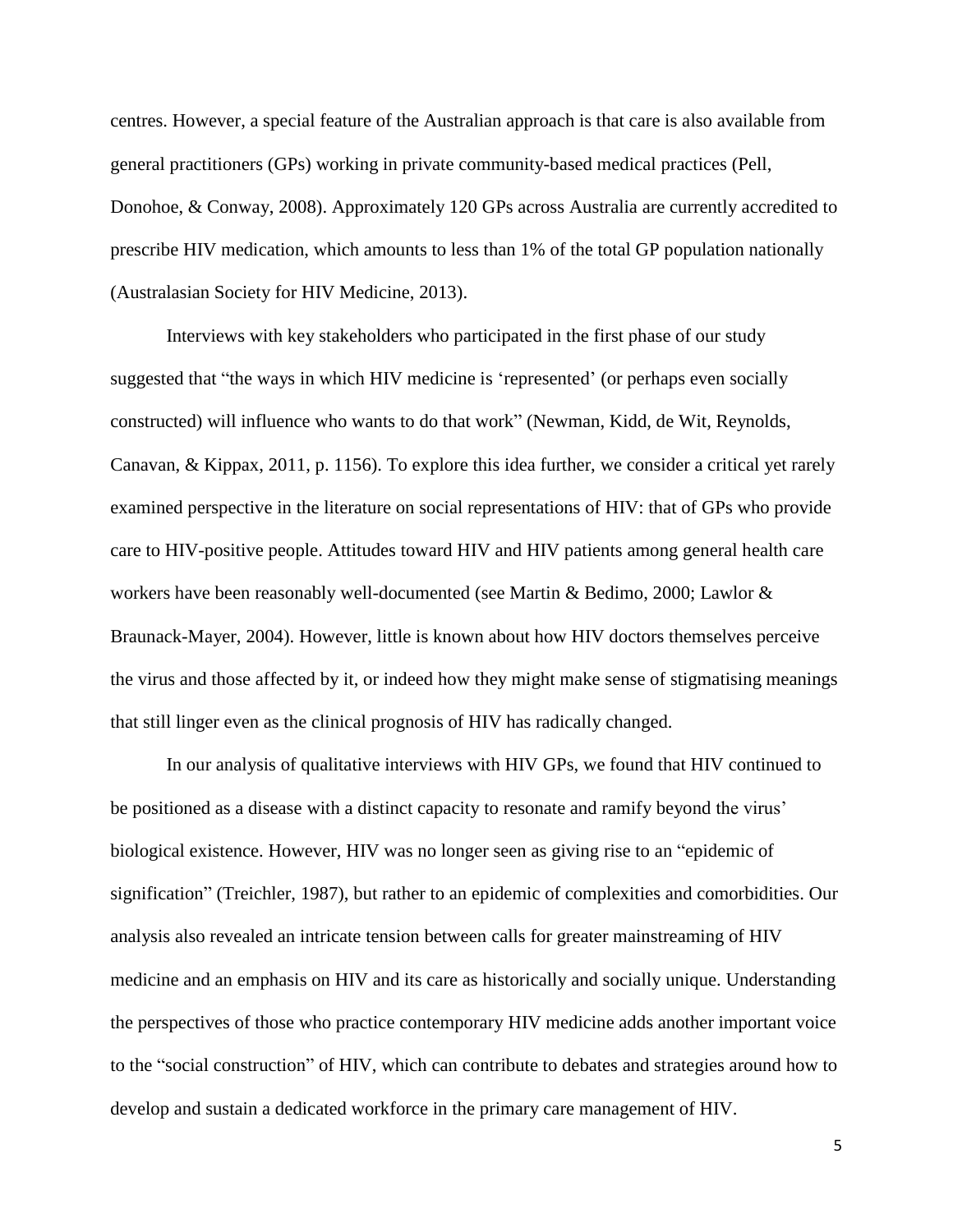centres. However, a special feature of the Australian approach is that care is also available from general practitioners (GPs) working in private community-based medical practices (Pell, Donohoe, & Conway, 2008). Approximately 120 GPs across Australia are currently accredited to prescribe HIV medication, which amounts to less than 1% of the total GP population nationally (Australasian Society for HIV Medicine, 2013).

Interviews with key stakeholders who participated in the first phase of our study suggested that "the ways in which HIV medicine is 'represented' (or perhaps even socially constructed) will influence who wants to do that work" (Newman, Kidd, de Wit, Reynolds, Canavan, & Kippax, 2011, p. 1156). To explore this idea further, we consider a critical yet rarely examined perspective in the literature on social representations of HIV: that of GPs who provide care to HIV-positive people. Attitudes toward HIV and HIV patients among general health care workers have been reasonably well-documented (see Martin & Bedimo, 2000; Lawlor & Braunack-Mayer, 2004). However, little is known about how HIV doctors themselves perceive the virus and those affected by it, or indeed how they might make sense of stigmatising meanings that still linger even as the clinical prognosis of HIV has radically changed.

In our analysis of qualitative interviews with HIV GPs, we found that HIV continued to be positioned as a disease with a distinct capacity to resonate and ramify beyond the virus' biological existence. However, HIV was no longer seen as giving rise to an "epidemic of signification" (Treichler, 1987), but rather to an epidemic of complexities and comorbidities. Our analysis also revealed an intricate tension between calls for greater mainstreaming of HIV medicine and an emphasis on HIV and its care as historically and socially unique. Understanding the perspectives of those who practice contemporary HIV medicine adds another important voice to the "social construction" of HIV, which can contribute to debates and strategies around how to develop and sustain a dedicated workforce in the primary care management of HIV.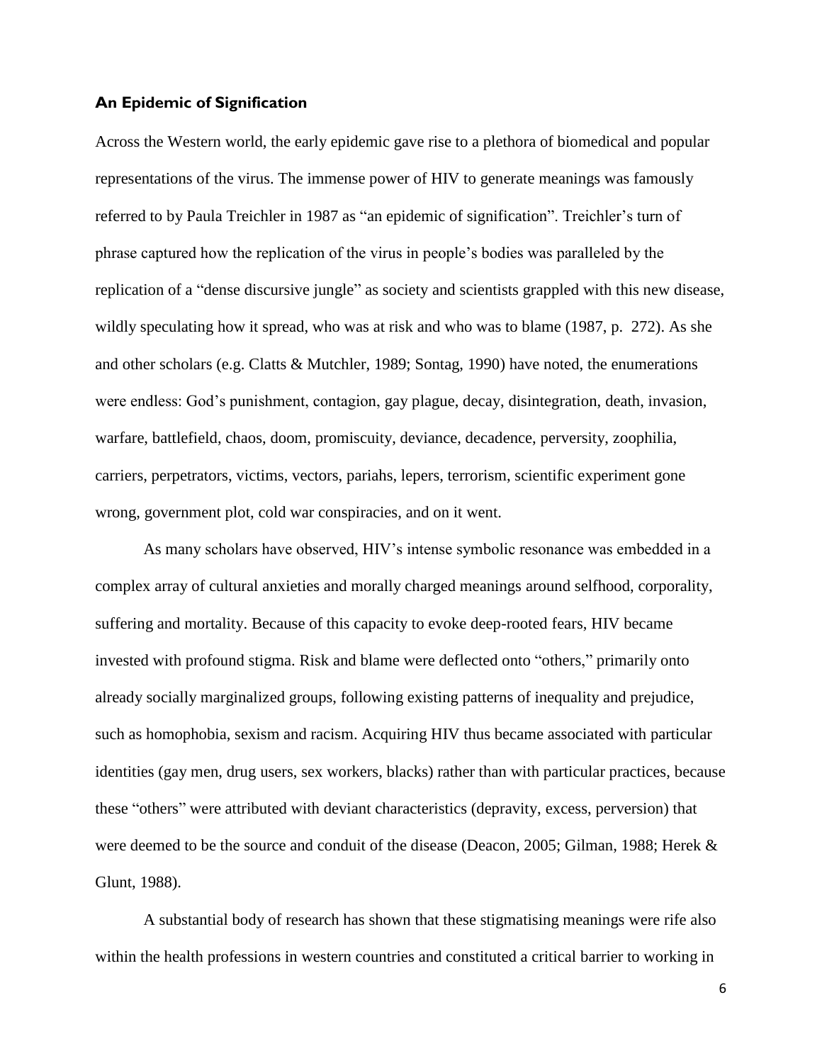### An Epidemic of Signification

Across the Western world, the early epidemic gave rise to a plethora of biomedical and popular representations of the virus. The immense power of HIV to generate meanings was famously referred to by Paula Treichler in 1987 as "an epidemic of signification". Treichler's turn of phrase captured how the replication of the virus in people's bodies was paralleled by the replication of a "dense discursive jungle" as society and scientists grappled with this new disease, wildly speculating how it spread, who was at risk and who was to blame (1987, p. 272). As she and other scholars (e.g. Clatts & Mutchler, 1989; Sontag, 1990) have noted, the enumerations were endless: God's punishment, contagion, gay plague, decay, disintegration, death, invasion, warfare, battlefield, chaos, doom, promiscuity, deviance, decadence, perversity, zoophilia, carriers, perpetrators, victims, vectors, pariahs, lepers, terrorism, scientific experiment gone wrong, government plot, cold war conspiracies, and on it went.

As many scholars have observed, HIV's intense symbolic resonance was embedded in a complex array of cultural anxieties and morally charged meanings around selfhood, corporality, suffering and mortality. Because of this capacity to evoke deep-rooted fears, HIV became invested with profound stigma. Risk and blame were deflected onto "others," primarily onto already socially marginalized groups, following existing patterns of inequality and prejudice, such as homophobia, sexism and racism. Acquiring HIV thus became associated with particular identities (gay men, drug users, sex workers, blacks) rather than with particular practices, because these "others" were attributed with deviant characteristics (depravity, excess, perversion) that were deemed to be the source and conduit of the disease (Deacon, 2005; Gilman, 1988; Herek & Glunt, 1988).

A substantial body of research has shown that these stigmatising meanings were rife also within the health professions in western countries and constituted a critical barrier to working in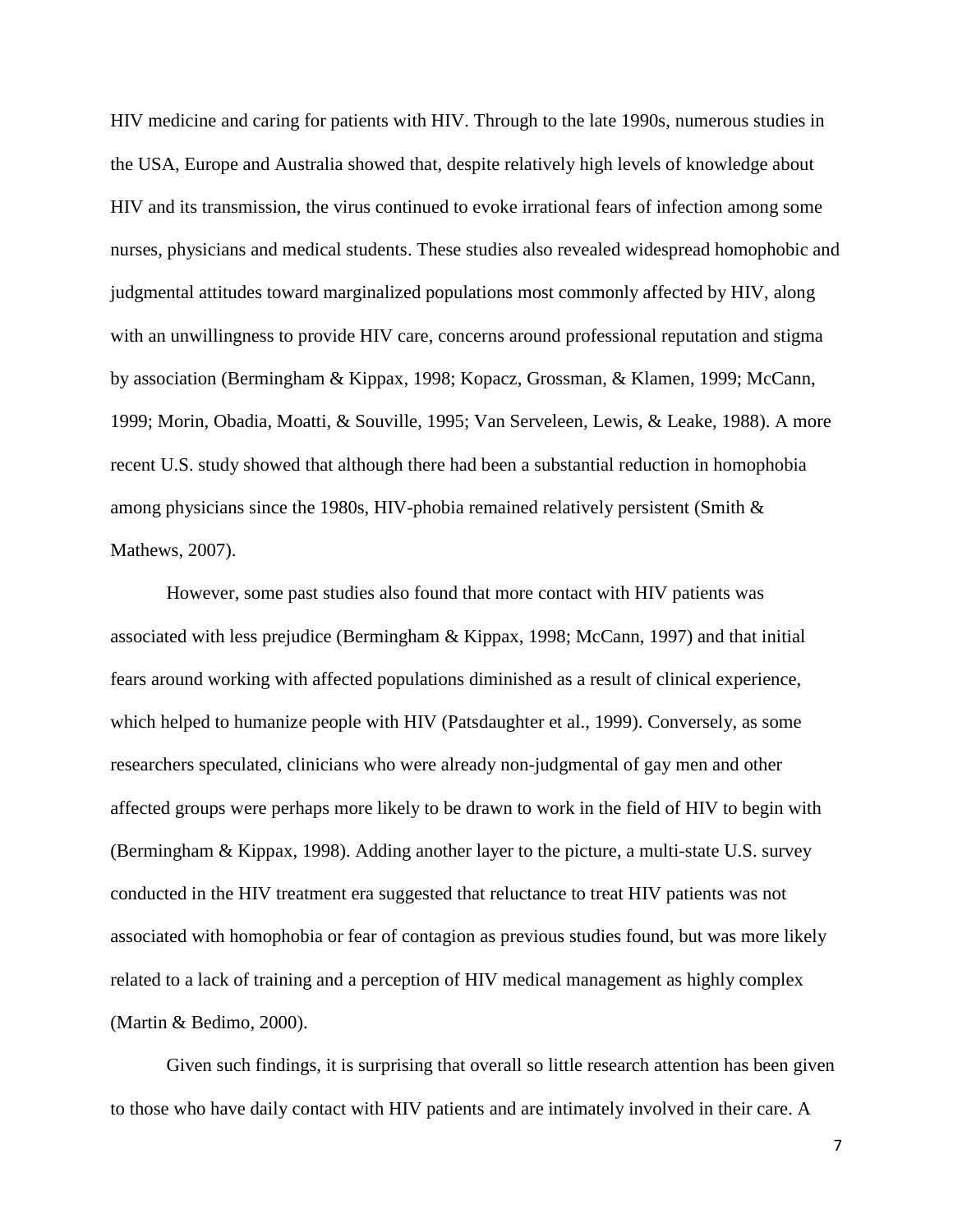HIV medicine and caring for patients with HIV. Through to the late 1990s, numerous studies in the USA, Europe and Australia showed that, despite relatively high levels of knowledge about HIV and its transmission, the virus continued to evoke irrational fears of infection among some nurses, physicians and medical students. These studies also revealed widespread homophobic and judgmental attitudes toward marginalized populations most commonly affected by HIV, along with an unwillingness to provide HIV care, concerns around professional reputation and stigma by association (Bermingham & Kippax, 1998; Kopacz, Grossman, & Klamen, 1999; McCann, 1999; Morin, Obadia, Moatti, & Souville, 1995; Van Serveleen, Lewis, & Leake, 1988). A more recent U.S. study showed that although there had been a substantial reduction in homophobia among physicians since the 1980s, HIV-phobia remained relatively persistent (Smith & Mathews, 2007).

However, some past studies also found that more contact with HIV patients was associated with less prejudice (Bermingham & Kippax, 1998; McCann, 1997) and that initial fears around working with affected populations diminished as a result of clinical experience, which helped to humanize people with HIV (Patsdaughter et al., 1999). Conversely, as some researchers speculated, clinicians who were already non-judgmental of gay men and other affected groups were perhaps more likely to be drawn to work in the field of HIV to begin with (Bermingham & Kippax, 1998). Adding another layer to the picture, a multi-state U.S. survey conducted in the HIV treatment era suggested that reluctance to treat HIV patients was not associated with homophobia or fear of contagion as previous studies found, but was more likely related to a lack of training and a perception of HIV medical management as highly complex (Martin & Bedimo, 2000).

Given such findings, it is surprising that overall so little research attention has been given to those who have daily contact with HIV patients and are intimately involved in their care. A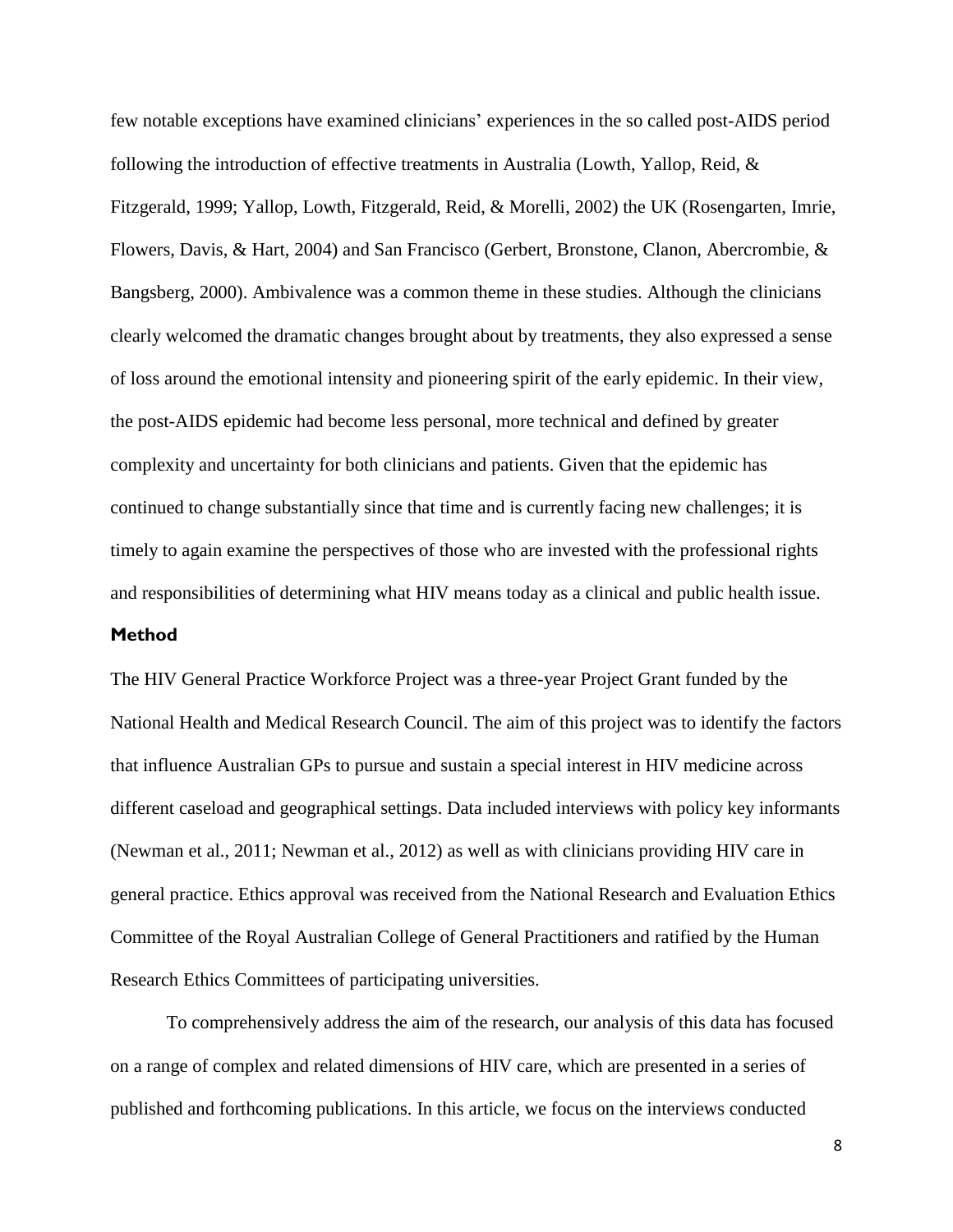few notable exceptions have examined clinicians' experiences in the so called post-AIDS period following the introduction of effective treatments in Australia (Lowth, Yallop, Reid, & Fitzgerald, 1999; Yallop, Lowth, Fitzgerald, Reid, & Morelli, 2002) the UK (Rosengarten, Imrie, Flowers, Davis, & Hart, 2004) and San Francisco (Gerbert, Bronstone, Clanon, Abercrombie, & Bangsberg, 2000). Ambivalence was a common theme in these studies. Although the clinicians clearly welcomed the dramatic changes brought about by treatments, they also expressed a sense of loss around the emotional intensity and pioneering spirit of the early epidemic. In their view, the post-AIDS epidemic had become less personal, more technical and defined by greater complexity and uncertainty for both clinicians and patients. Given that the epidemic has continued to change substantially since that time and is currently facing new challenges; it is timely to again examine the perspectives of those who are invested with the professional rights and responsibilities of determining what HIV means today as a clinical and public health issue.

## Method

The HIV General Practice Workforce Project was a three-year Project Grant funded by the National Health and Medical Research Council. The aim of this project was to identify the factors that influence Australian GPs to pursue and sustain a special interest in HIV medicine across different caseload and geographical settings. Data included interviews with policy key informants (Newman et al., 2011; Newman et al., 2012) as well as with clinicians providing HIV care in general practice. Ethics approval was received from the National Research and Evaluation Ethics Committee of the Royal Australian College of General Practitioners and ratified by the Human Research Ethics Committees of participating universities.

To comprehensively address the aim of the research, our analysis of this data has focused on a range of complex and related dimensions of HIV care, which are presented in a series of published and forthcoming publications. In this article, we focus on the interviews conducted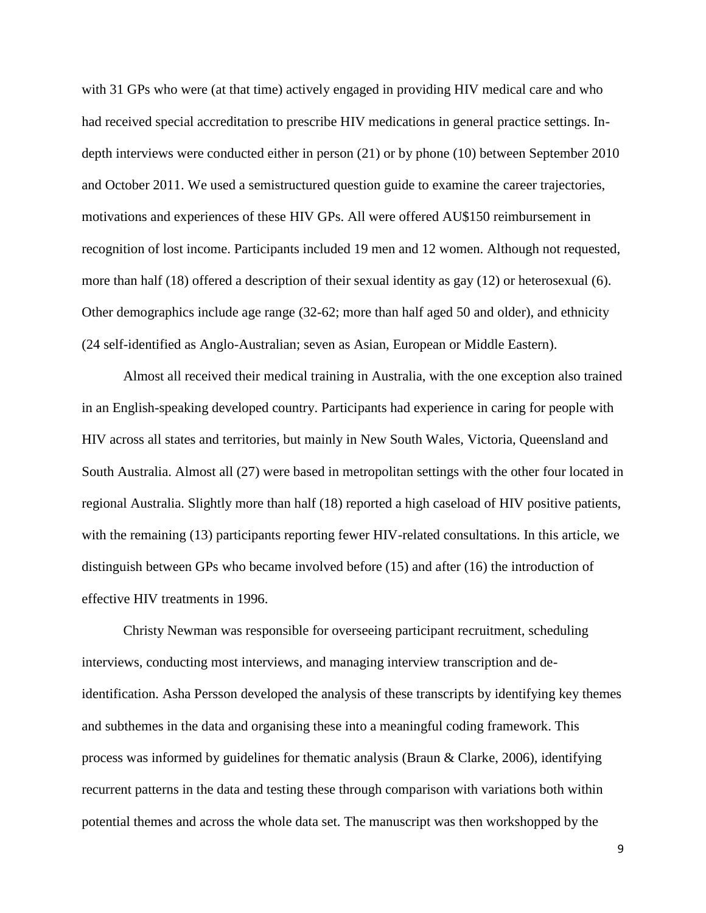with 31 GPs who were (at that time) actively engaged in providing HIV medical care and who had received special accreditation to prescribe HIV medications in general practice settings. In-depth interviews were conducted either in person (21) or by phone (10) between September 2010 and October 2011. We used a semistructured question guide to examine the career trajectories, motivations and experiences of these HIV GPs. All were offered AU$150 reimbursement in recognition of lost income. Participants included 19 men and 12 women. Although not requested, more than half (18) offered a description of their sexual identity as gay (12) or heterosexual (6). Other demographics include age range (32-62; more than half aged 50 and older), and ethnicity (24 self-identified as Anglo-Australian; seven as Asian, European or Middle Eastern).

Almost all received their medical training in Australia, with the one exception also trained in an English-speaking developed country. Participants had experience in caring for people with HIV across all states and territories, but mainly in New South Wales, Victoria, Queensland and South Australia. Almost all (27) were based in metropolitan settings with the other four located in regional Australia. Slightly more than half (18) reported a high caseload of HIV positive patients, with the remaining (13) participants reporting fewer HIV-related consultations. In this article, we distinguish between GPs who became involved before (15) and after (16) the introduction of effective HIV treatments in 1996.

Christy Newman was responsible for overseeing participant recruitment, scheduling interviews, conducting most interviews, and managing interview transcription and de-identification. Asha Persson developed the analysis of these transcripts by identifying key themes and subthemes in the data and organising these into a meaningful coding framework. This process was informed by guidelines for thematic analysis (Braun & Clarke, 2006), identifying recurrent patterns in the data and testing these through comparison with variations both within potential themes and across the whole data set. The manuscript was then workshopped by the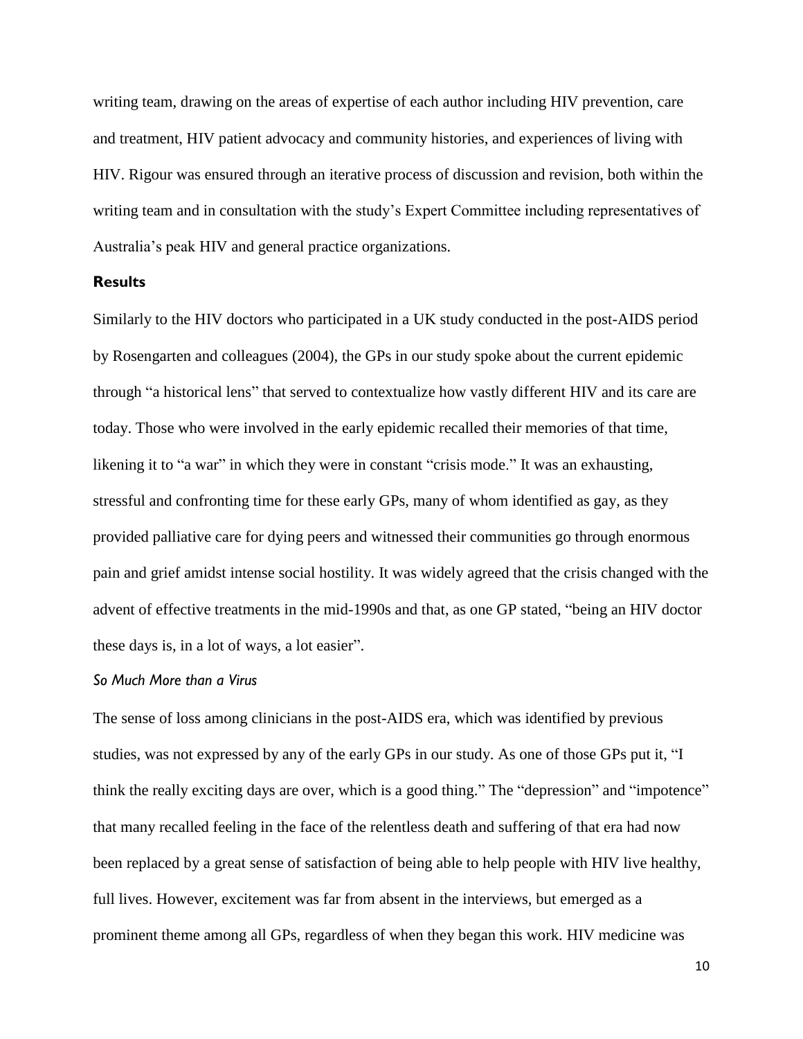writing team, drawing on the areas of expertise of each author including HIV prevention, care and treatment, HIV patient advocacy and community histories, and experiences of living with HIV. Rigour was ensured through an iterative process of discussion and revision, both within the writing team and in consultation with the study's Expert Committee including representatives of Australia's peak HIV and general practice organizations.

## Results

Similarly to the HIV doctors who participated in a UK study conducted in the post-AIDS period by Rosengarten and colleagues (2004), the GPs in our study spoke about the current epidemic through "a historical lens" that served to contextualize how vastly different HIV and its care are today. Those who were involved in the early epidemic recalled their memories of that time, likening it to "a war" in which they were in constant "crisis mode." It was an exhausting, stressful and confronting time for these early GPs, many of whom identified as gay, as they provided palliative care for dying peers and witnessed their communities go through enormous pain and grief amidst intense social hostility. It was widely agreed that the crisis changed with the advent of effective treatments in the mid-1990s and that, as one GP stated, "being an HIV doctor these days is, in a lot of ways, a lot easier".

### *So Much More than a Virus*

The sense of loss among clinicians in the post-AIDS era, which was identified by previous studies, was not expressed by any of the early GPs in our study. As one of those GPs put it, "I think the really exciting days are over, which is a good thing." The "depression" and "impotence" that many recalled feeling in the face of the relentless death and suffering of that era had now been replaced by a great sense of satisfaction of being able to help people with HIV live healthy, full lives. However, excitement was far from absent in the interviews, but emerged as a prominent theme among all GPs, regardless of when they began this work. HIV medicine was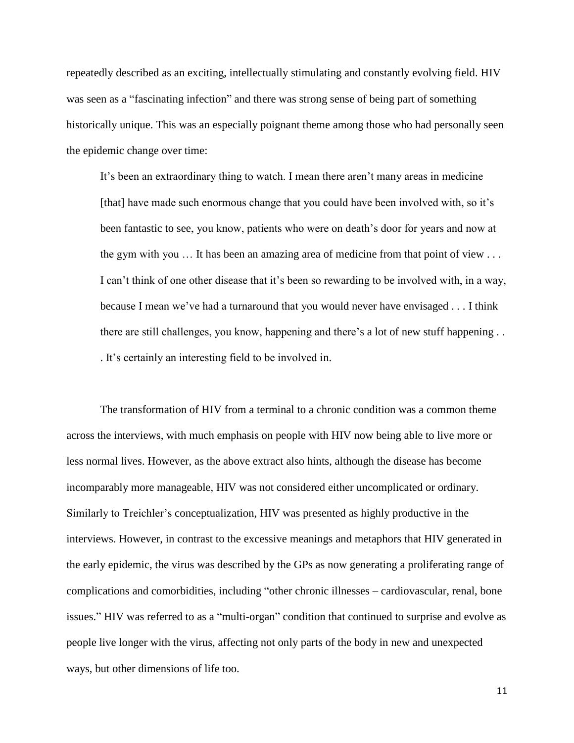repeatedly described as an exciting, intellectually stimulating and constantly evolving field. HIV was seen as a "fascinating infection" and there was strong sense of being part of something historically unique. This was an especially poignant theme among those who had personally seen the epidemic change over time:

> It's been an extraordinary thing to watch. I mean there aren't many areas in medicine [that] have made such enormous change that you could have been involved with, so it's been fantastic to see, you know, patients who were on death's door for years and now at the gym with you … It has been an amazing area of medicine from that point of view . . . I can't think of one other disease that it's been so rewarding to be involved with, in a way, because I mean we've had a turnaround that you would never have envisaged . . . I think there are still challenges, you know, happening and there's a lot of new stuff happening . . . It's certainly an interesting field to be involved in.

The transformation of HIV from a terminal to a chronic condition was a common theme across the interviews, with much emphasis on people with HIV now being able to live more or less normal lives. However, as the above extract also hints, although the disease has become incomparably more manageable, HIV was not considered either uncomplicated or ordinary. Similarly to Treichler's conceptualization, HIV was presented as highly productive in the interviews. However, in contrast to the excessive meanings and metaphors that HIV generated in the early epidemic, the virus was described by the GPs as now generating a proliferating range of complications and comorbidities, including "other chronic illnesses – cardiovascular, renal, bone issues." HIV was referred to as a "multi-organ" condition that continued to surprise and evolve as people live longer with the virus, affecting not only parts of the body in new and unexpected ways, but other dimensions of life too.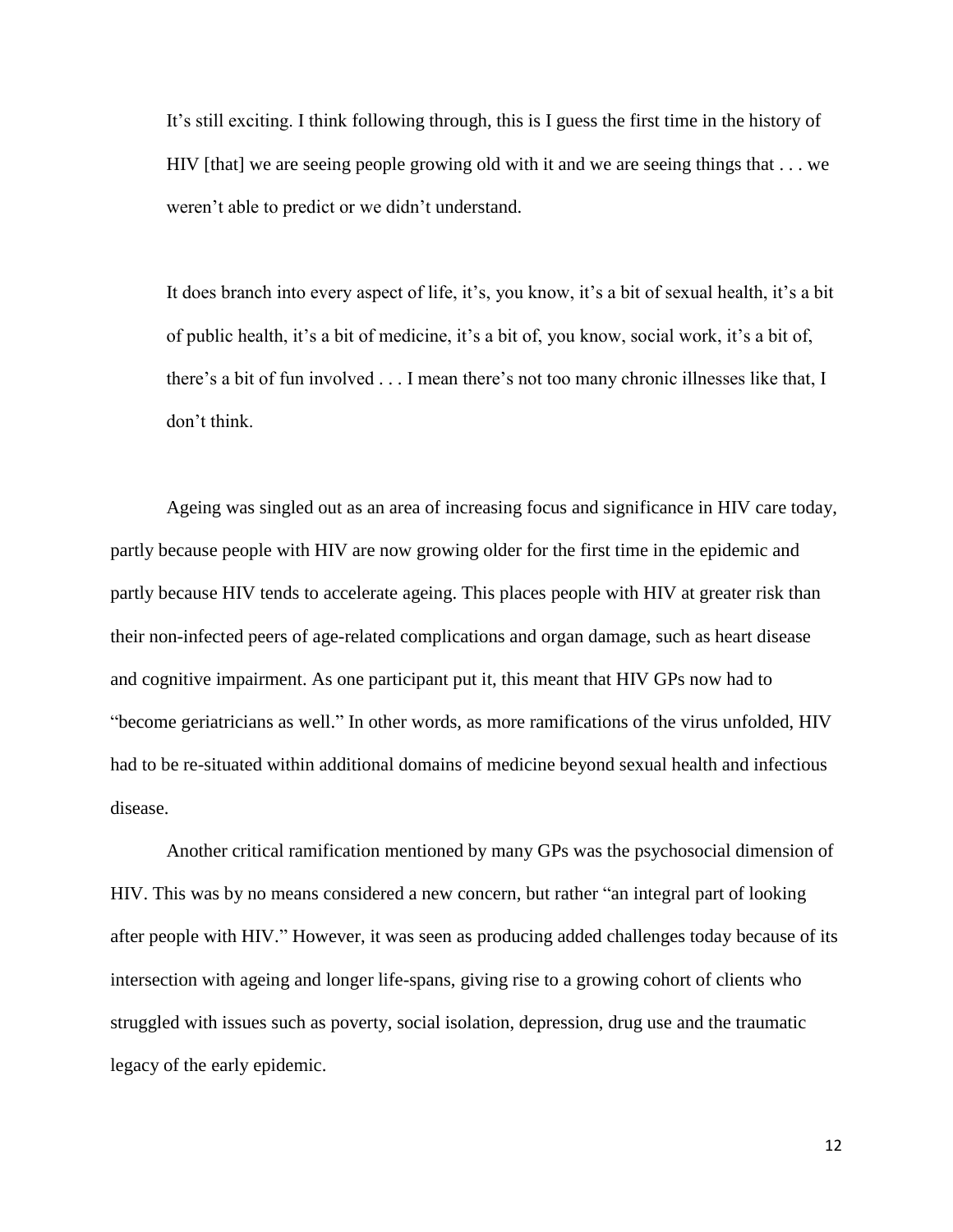> It's still exciting. I think following through, this is I guess the first time in the history of HIV [that] we are seeing people growing old with it and we are seeing things that . . . we weren't able to predict or we didn't understand.

> It does branch into every aspect of life, it's, you know, it's a bit of sexual health, it's a bit of public health, it's a bit of medicine, it's a bit of, you know, social work, it's a bit of, there's a bit of fun involved . . . I mean there's not too many chronic illnesses like that, I don't think.

Ageing was singled out as an area of increasing focus and significance in HIV care today, partly because people with HIV are now growing older for the first time in the epidemic and partly because HIV tends to accelerate ageing. This places people with HIV at greater risk than their non-infected peers of age-related complications and organ damage, such as heart disease and cognitive impairment. As one participant put it, this meant that HIV GPs now had to "become geriatricians as well." In other words, as more ramifications of the virus unfolded, HIV had to be re-situated within additional domains of medicine beyond sexual health and infectious disease.

Another critical ramification mentioned by many GPs was the psychosocial dimension of HIV. This was by no means considered a new concern, but rather "an integral part of looking after people with HIV." However, it was seen as producing added challenges today because of its intersection with ageing and longer life-spans, giving rise to a growing cohort of clients who struggled with issues such as poverty, social isolation, depression, drug use and the traumatic legacy of the early epidemic.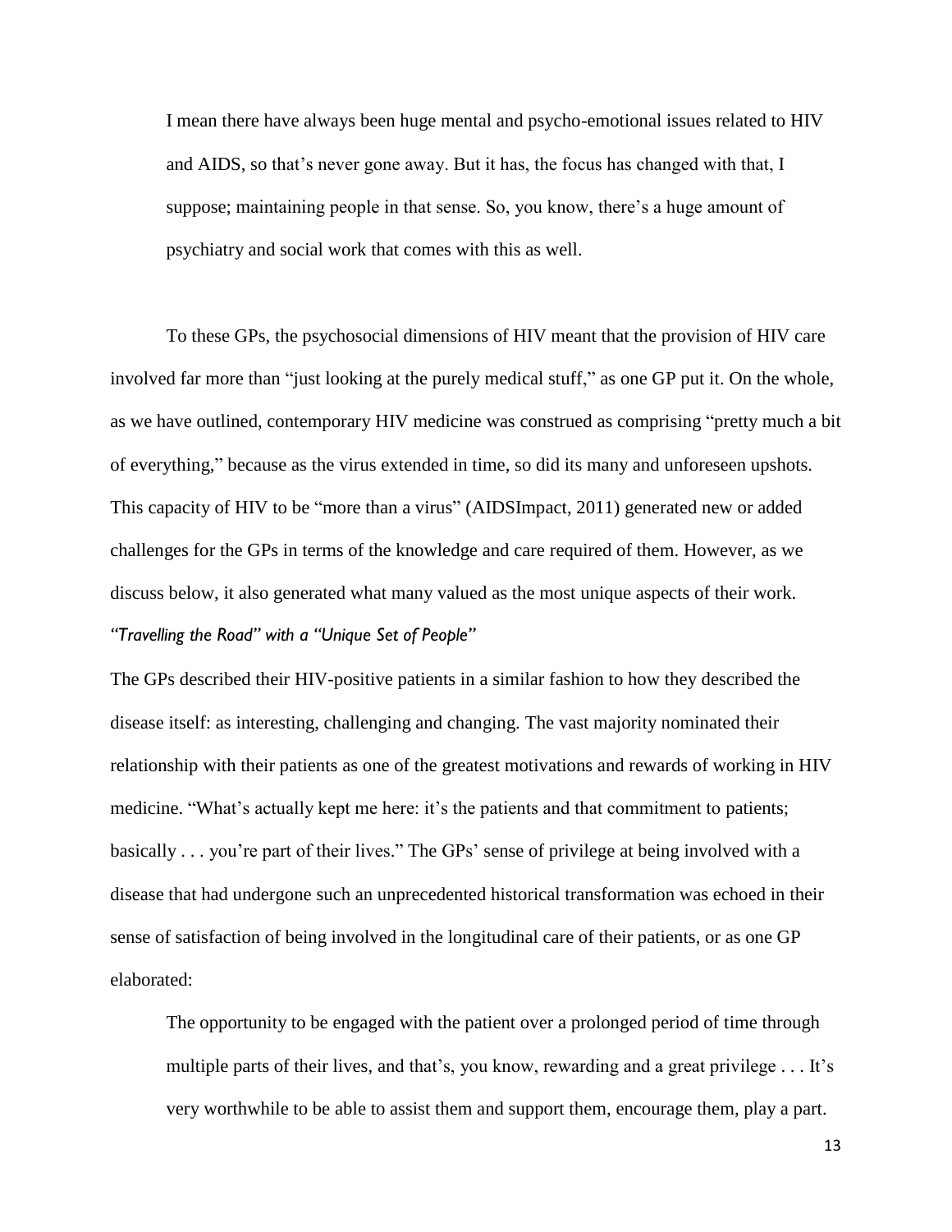> I mean there have always been huge mental and psycho-emotional issues related to HIV and AIDS, so that's never gone away. But it has, the focus has changed with that, I suppose; maintaining people in that sense. So, you know, there's a huge amount of psychiatry and social work that comes with this as well.

To these GPs, the psychosocial dimensions of HIV meant that the provision of HIV care involved far more than "just looking at the purely medical stuff," as one GP put it. On the whole, as we have outlined, contemporary HIV medicine was construed as comprising "pretty much a bit of everything," because as the virus extended in time, so did its many and unforeseen upshots. This capacity of HIV to be "more than a virus" (AIDSImpact, 2011) generated new or added challenges for the GPs in terms of the knowledge and care required of them. However, as we discuss below, it also generated what many valued as the most unique aspects of their work.

### *"Travelling the Road" with a "Unique Set of People"*

The GPs described their HIV-positive patients in a similar fashion to how they described the disease itself: as interesting, challenging and changing. The vast majority nominated their relationship with their patients as one of the greatest motivations and rewards of working in HIV medicine. "What's actually kept me here: it's the patients and that commitment to patients; basically . . . you're part of their lives." The GPs' sense of privilege at being involved with a disease that had undergone such an unprecedented historical transformation was echoed in their sense of satisfaction of being involved in the longitudinal care of their patients, or as one GP elaborated:

> The opportunity to be engaged with the patient over a prolonged period of time through multiple parts of their lives, and that's, you know, rewarding and a great privilege . . . It's very worthwhile to be able to assist them and support them, encourage them, play a part.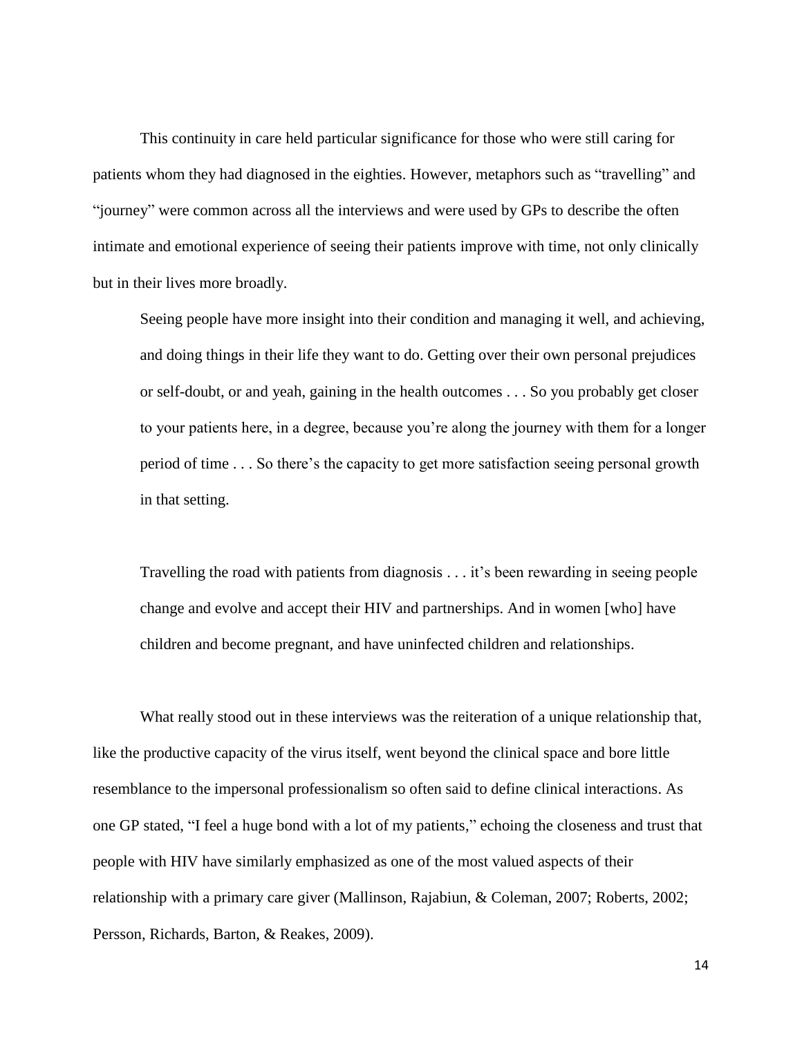This continuity in care held particular significance for those who were still caring for patients whom they had diagnosed in the eighties. However, metaphors such as "travelling" and "journey" were common across all the interviews and were used by GPs to describe the often intimate and emotional experience of seeing their patients improve with time, not only clinically but in their lives more broadly.

> Seeing people have more insight into their condition and managing it well, and achieving, and doing things in their life they want to do. Getting over their own personal prejudices or self-doubt, or and yeah, gaining in the health outcomes . . . So you probably get closer to your patients here, in a degree, because you're along the journey with them for a longer period of time . . . So there's the capacity to get more satisfaction seeing personal growth in that setting.

> Travelling the road with patients from diagnosis . . . it's been rewarding in seeing people change and evolve and accept their HIV and partnerships. And in women [who] have children and become pregnant, and have uninfected children and relationships.

What really stood out in these interviews was the reiteration of a unique relationship that, like the productive capacity of the virus itself, went beyond the clinical space and bore little resemblance to the impersonal professionalism so often said to define clinical interactions. As one GP stated, "I feel a huge bond with a lot of my patients," echoing the closeness and trust that people with HIV have similarly emphasized as one of the most valued aspects of their relationship with a primary care giver (Mallinson, Rajabiun, & Coleman, 2007; Roberts, 2002; Persson, Richards, Barton, & Reakes, 2009).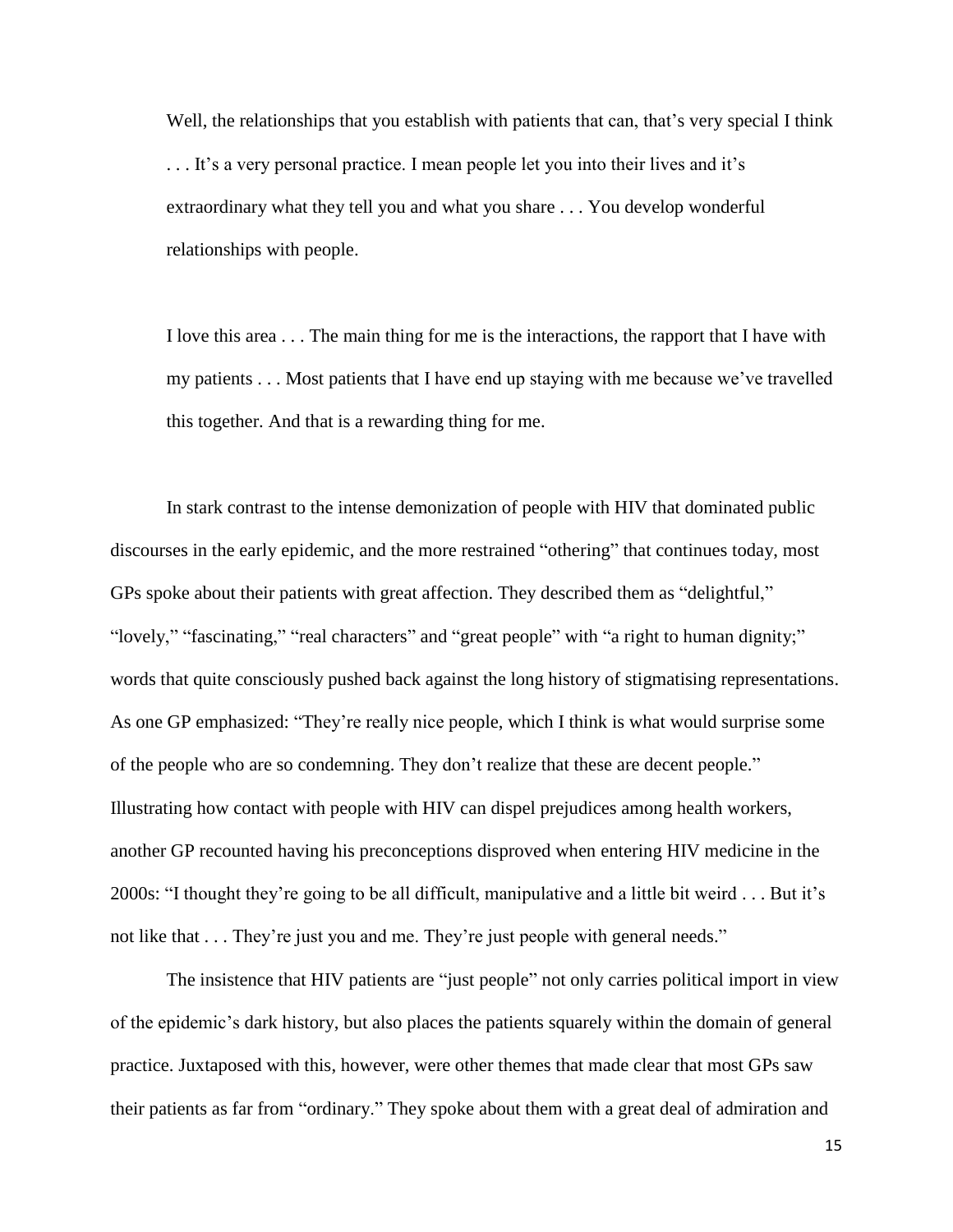> Well, the relationships that you establish with patients that can, that's very special I think . . . It's a very personal practice. I mean people let you into their lives and it's extraordinary what they tell you and what you share . . . You develop wonderful relationships with people.

> I love this area . . . The main thing for me is the interactions, the rapport that I have with my patients . . . Most patients that I have end up staying with me because we've travelled this together. And that is a rewarding thing for me.

In stark contrast to the intense demonization of people with HIV that dominated public discourses in the early epidemic, and the more restrained "othering" that continues today, most GPs spoke about their patients with great affection. They described them as "delightful," "lovely," "fascinating," "real characters" and "great people" with "a right to human dignity;" words that quite consciously pushed back against the long history of stigmatising representations. As one GP emphasized: "They're really nice people, which I think is what would surprise some of the people who are so condemning. They don't realize that these are decent people." Illustrating how contact with people with HIV can dispel prejudices among health workers, another GP recounted having his preconceptions disproved when entering HIV medicine in the 2000s: "I thought they're going to be all difficult, manipulative and a little bit weird . . . But it's not like that . . . They're just you and me. They're just people with general needs."

The insistence that HIV patients are "just people" not only carries political import in view of the epidemic's dark history, but also places the patients squarely within the domain of general practice. Juxtaposed with this, however, were other themes that made clear that most GPs saw their patients as far from "ordinary." They spoke about them with a great deal of admiration and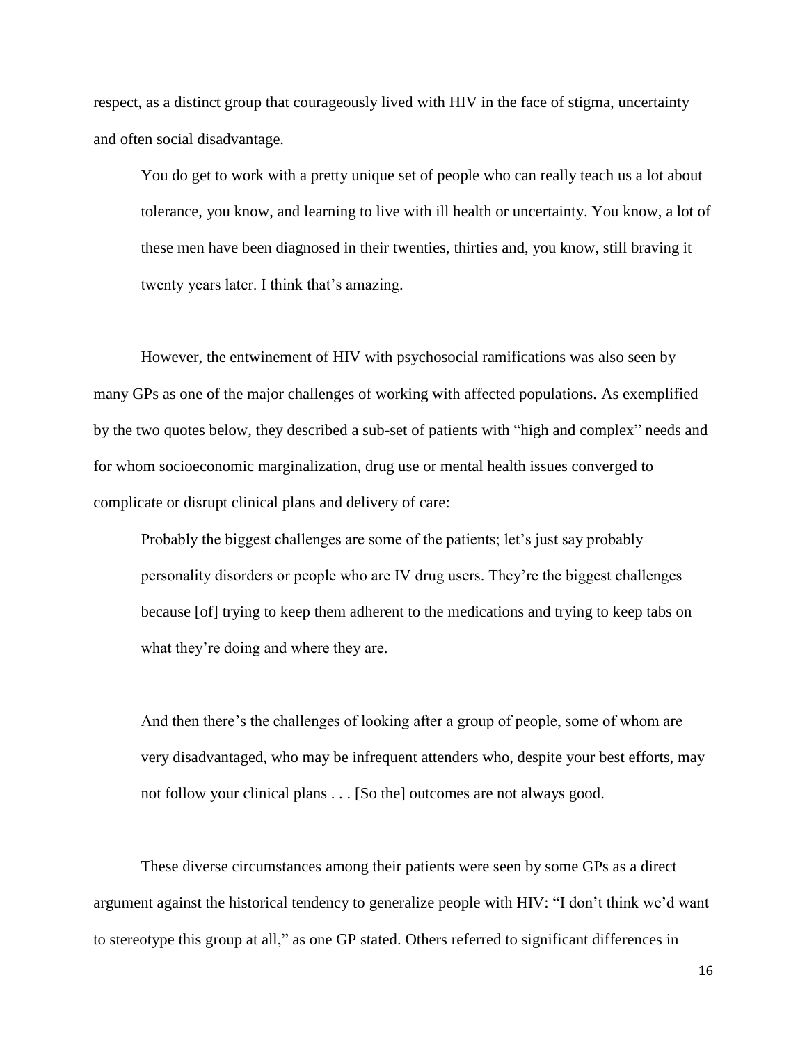respect, as a distinct group that courageously lived with HIV in the face of stigma, uncertainty and often social disadvantage.

> You do get to work with a pretty unique set of people who can really teach us a lot about tolerance, you know, and learning to live with ill health or uncertainty. You know, a lot of these men have been diagnosed in their twenties, thirties and, you know, still braving it twenty years later. I think that's amazing.

However, the entwinement of HIV with psychosocial ramifications was also seen by many GPs as one of the major challenges of working with affected populations. As exemplified by the two quotes below, they described a sub-set of patients with "high and complex" needs and for whom socioeconomic marginalization, drug use or mental health issues converged to complicate or disrupt clinical plans and delivery of care:

> Probably the biggest challenges are some of the patients; let's just say probably personality disorders or people who are IV drug users. They're the biggest challenges because [of] trying to keep them adherent to the medications and trying to keep tabs on what they're doing and where they are.

> And then there's the challenges of looking after a group of people, some of whom are very disadvantaged, who may be infrequent attenders who, despite your best efforts, may not follow your clinical plans . . . [So the] outcomes are not always good.

These diverse circumstances among their patients were seen by some GPs as a direct argument against the historical tendency to generalize people with HIV: "I don't think we'd want to stereotype this group at all," as one GP stated. Others referred to significant differences in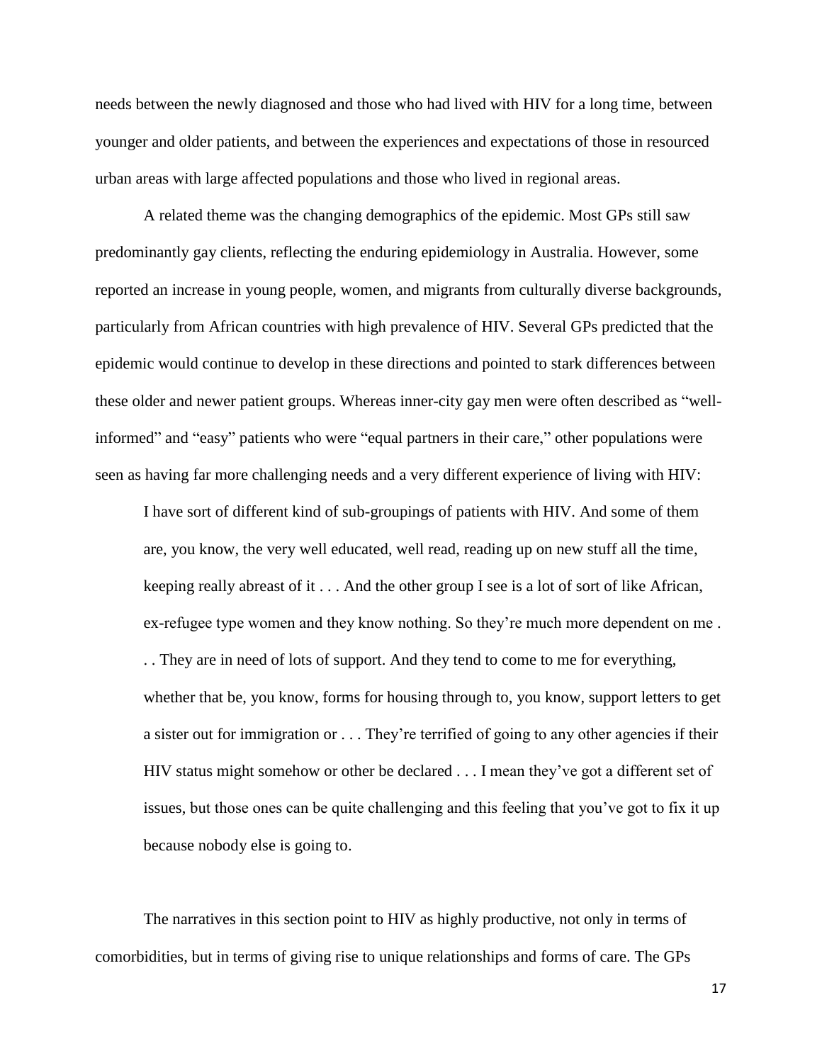needs between the newly diagnosed and those who had lived with HIV for a long time, between younger and older patients, and between the experiences and expectations of those in resourced urban areas with large affected populations and those who lived in regional areas.

A related theme was the changing demographics of the epidemic. Most GPs still saw predominantly gay clients, reflecting the enduring epidemiology in Australia. However, some reported an increase in young people, women, and migrants from culturally diverse backgrounds, particularly from African countries with high prevalence of HIV. Several GPs predicted that the epidemic would continue to develop in these directions and pointed to stark differences between these older and newer patient groups. Whereas inner-city gay men were often described as "well-informed" and "easy" patients who were "equal partners in their care," other populations were seen as having far more challenging needs and a very different experience of living with HIV:

> I have sort of different kind of sub-groupings of patients with HIV. And some of them are, you know, the very well educated, well read, reading up on new stuff all the time, keeping really abreast of it . . . And the other group I see is a lot of sort of like African, ex-refugee type women and they know nothing. So they're much more dependent on me . . . They are in need of lots of support. And they tend to come to me for everything, whether that be, you know, forms for housing through to, you know, support letters to get a sister out for immigration or . . . They're terrified of going to any other agencies if their HIV status might somehow or other be declared . . . I mean they've got a different set of issues, but those ones can be quite challenging and this feeling that you've got to fix it up because nobody else is going to.

The narratives in this section point to HIV as highly productive, not only in terms of comorbidities, but in terms of giving rise to unique relationships and forms of care. The GPs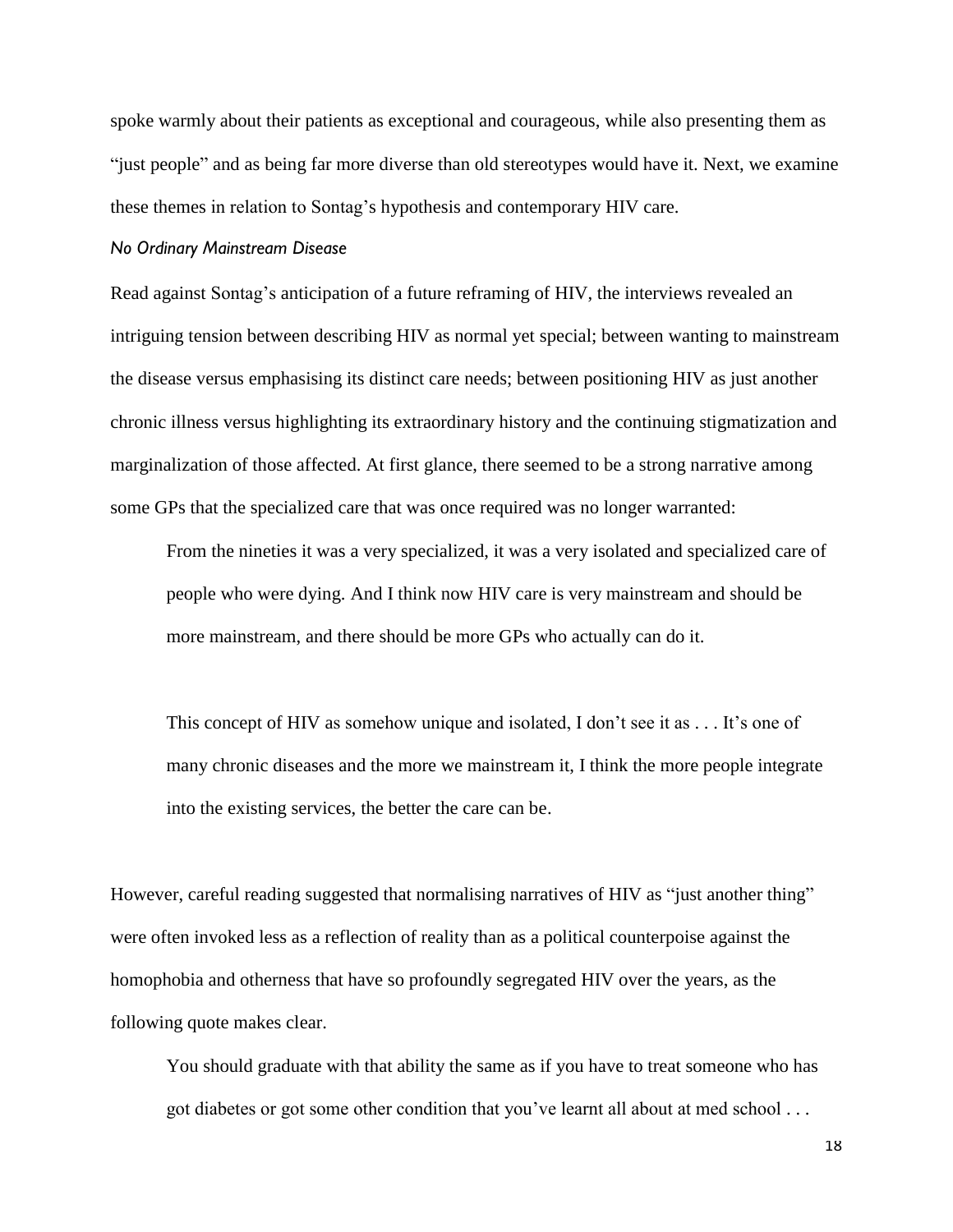spoke warmly about their patients as exceptional and courageous, while also presenting them as "just people" and as being far more diverse than old stereotypes would have it. Next, we examine these themes in relation to Sontag's hypothesis and contemporary HIV care.

### *No Ordinary Mainstream Disease*

Read against Sontag's anticipation of a future reframing of HIV, the interviews revealed an intriguing tension between describing HIV as normal yet special; between wanting to mainstream the disease versus emphasising its distinct care needs; between positioning HIV as just another chronic illness versus highlighting its extraordinary history and the continuing stigmatization and marginalization of those affected. At first glance, there seemed to be a strong narrative among some GPs that the specialized care that was once required was no longer warranted:

> From the nineties it was a very specialized, it was a very isolated and specialized care of people who were dying. And I think now HIV care is very mainstream and should be more mainstream, and there should be more GPs who actually can do it.

> This concept of HIV as somehow unique and isolated, I don't see it as . . . It's one of many chronic diseases and the more we mainstream it, I think the more people integrate into the existing services, the better the care can be.

However, careful reading suggested that normalising narratives of HIV as "just another thing" were often invoked less as a reflection of reality than as a political counterpoise against the homophobia and otherness that have so profoundly segregated HIV over the years, as the following quote makes clear.

> You should graduate with that ability the same as if you have to treat someone who has got diabetes or got some other condition that you've learnt all about at med school . . .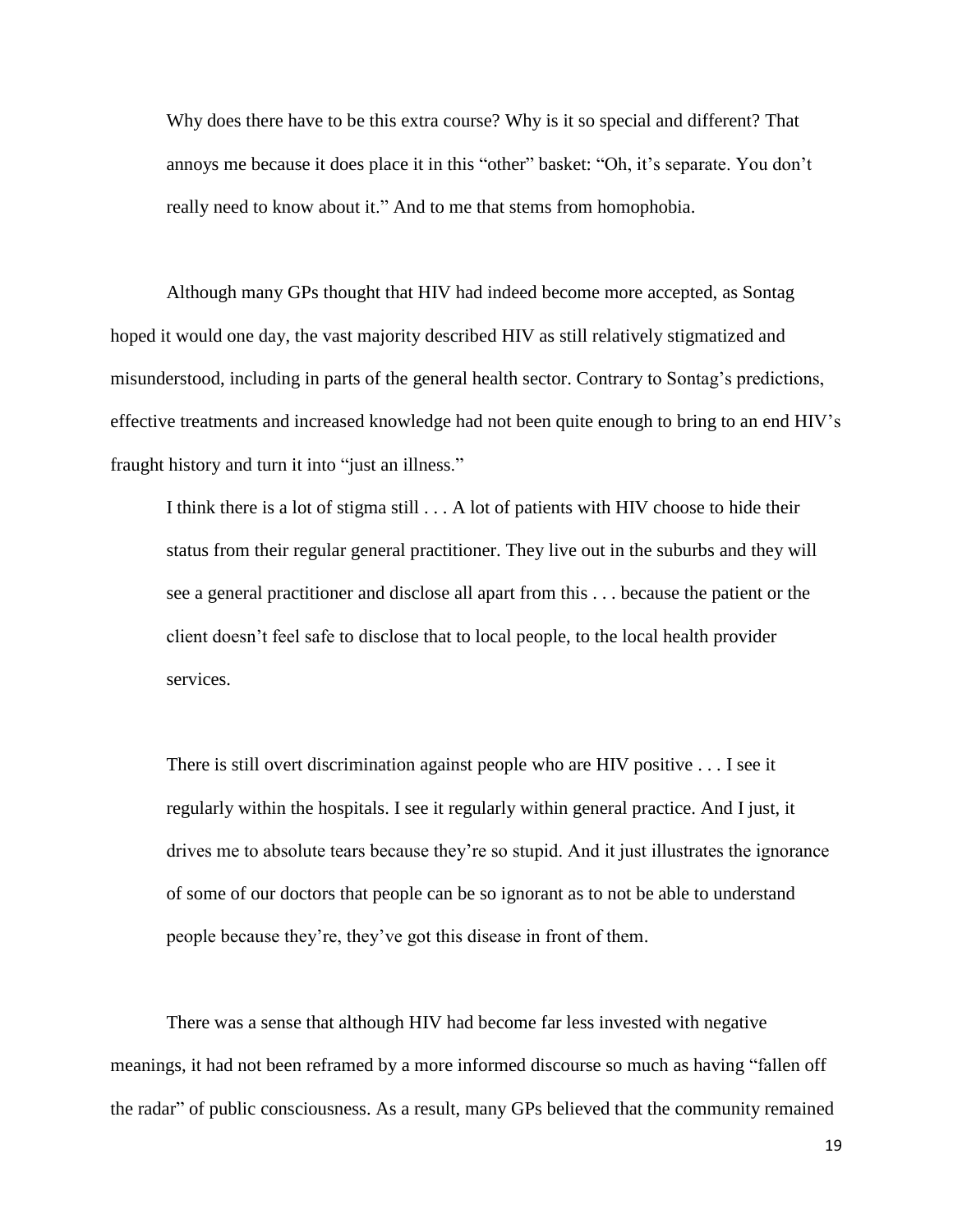> Why does there have to be this extra course? Why is it so special and different? That annoys me because it does place it in this "other" basket: "Oh, it's separate. You don't really need to know about it." And to me that stems from homophobia.

Although many GPs thought that HIV had indeed become more accepted, as Sontag hoped it would one day, the vast majority described HIV as still relatively stigmatized and misunderstood, including in parts of the general health sector. Contrary to Sontag's predictions, effective treatments and increased knowledge had not been quite enough to bring to an end HIV's fraught history and turn it into "just an illness."

> I think there is a lot of stigma still . . . A lot of patients with HIV choose to hide their status from their regular general practitioner. They live out in the suburbs and they will see a general practitioner and disclose all apart from this . . . because the patient or the client doesn't feel safe to disclose that to local people, to the local health provider services.

> There is still overt discrimination against people who are HIV positive . . . I see it regularly within the hospitals. I see it regularly within general practice. And I just, it drives me to absolute tears because they're so stupid. And it just illustrates the ignorance of some of our doctors that people can be so ignorant as to not be able to understand people because they're, they've got this disease in front of them.

There was a sense that although HIV had become far less invested with negative meanings, it had not been reframed by a more informed discourse so much as having "fallen off the radar" of public consciousness. As a result, many GPs believed that the community remained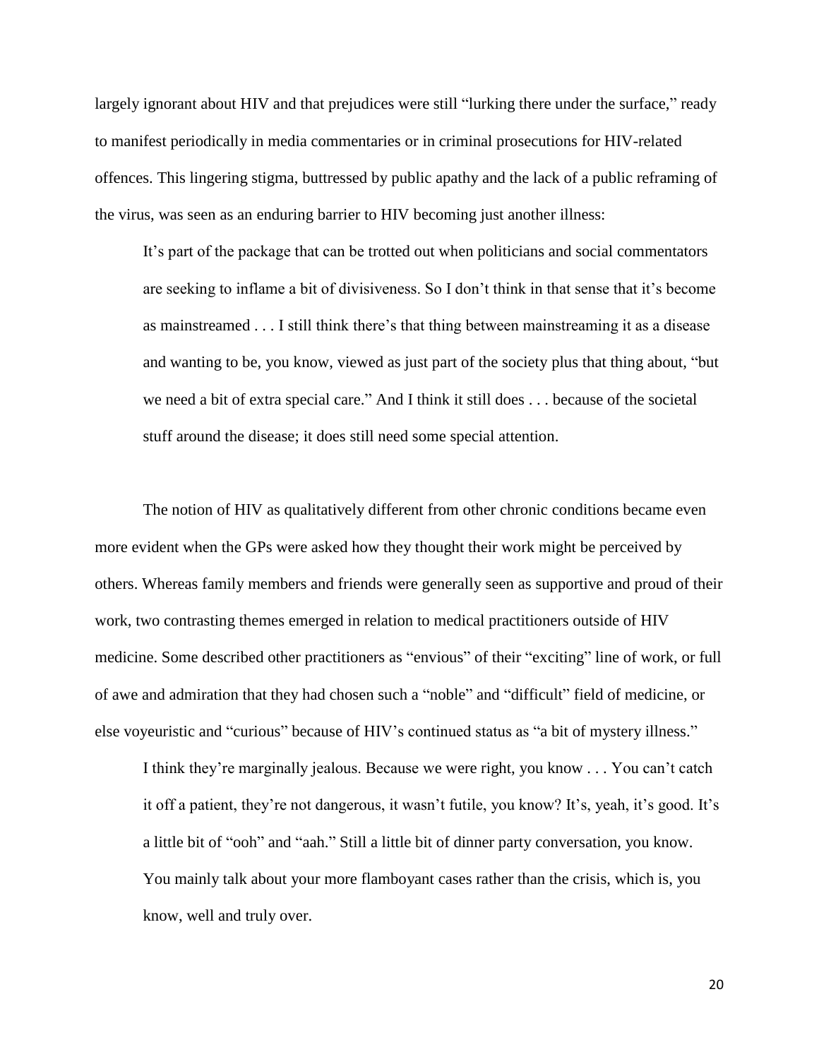largely ignorant about HIV and that prejudices were still “lurking there under the surface,” ready to manifest periodically in media commentaries or in criminal prosecutions for HIV-related offences. This lingering stigma, buttressed by public apathy and the lack of a public reframing of the virus, was seen as an enduring barrier to HIV becoming just another illness:

> It’s part of the package that can be trotted out when politicians and social commentators are seeking to inflame a bit of divisiveness. So I don’t think in that sense that it’s become as mainstreamed . . . I still think there’s that thing between mainstreaming it as a disease and wanting to be, you know, viewed as just part of the society plus that thing about, “but we need a bit of extra special care.” And I think it still does . . . because of the societal stuff around the disease; it does still need some special attention.

The notion of HIV as qualitatively different from other chronic conditions became even more evident when the GPs were asked how they thought their work might be perceived by others. Whereas family members and friends were generally seen as supportive and proud of their work, two contrasting themes emerged in relation to medical practitioners outside of HIV medicine. Some described other practitioners as “envious” of their “exciting” line of work, or full of awe and admiration that they had chosen such a “noble” and “difficult” field of medicine, or else voyeuristic and “curious” because of HIV’s continued status as “a bit of mystery illness.”

> I think they’re marginally jealous. Because we were right, you know . . . You can’t catch it off a patient, they’re not dangerous, it wasn’t futile, you know? It’s, yeah, it’s good. It’s a little bit of “ooh” and “aah.” Still a little bit of dinner party conversation, you know. You mainly talk about your more flamboyant cases rather than the crisis, which is, you know, well and truly over.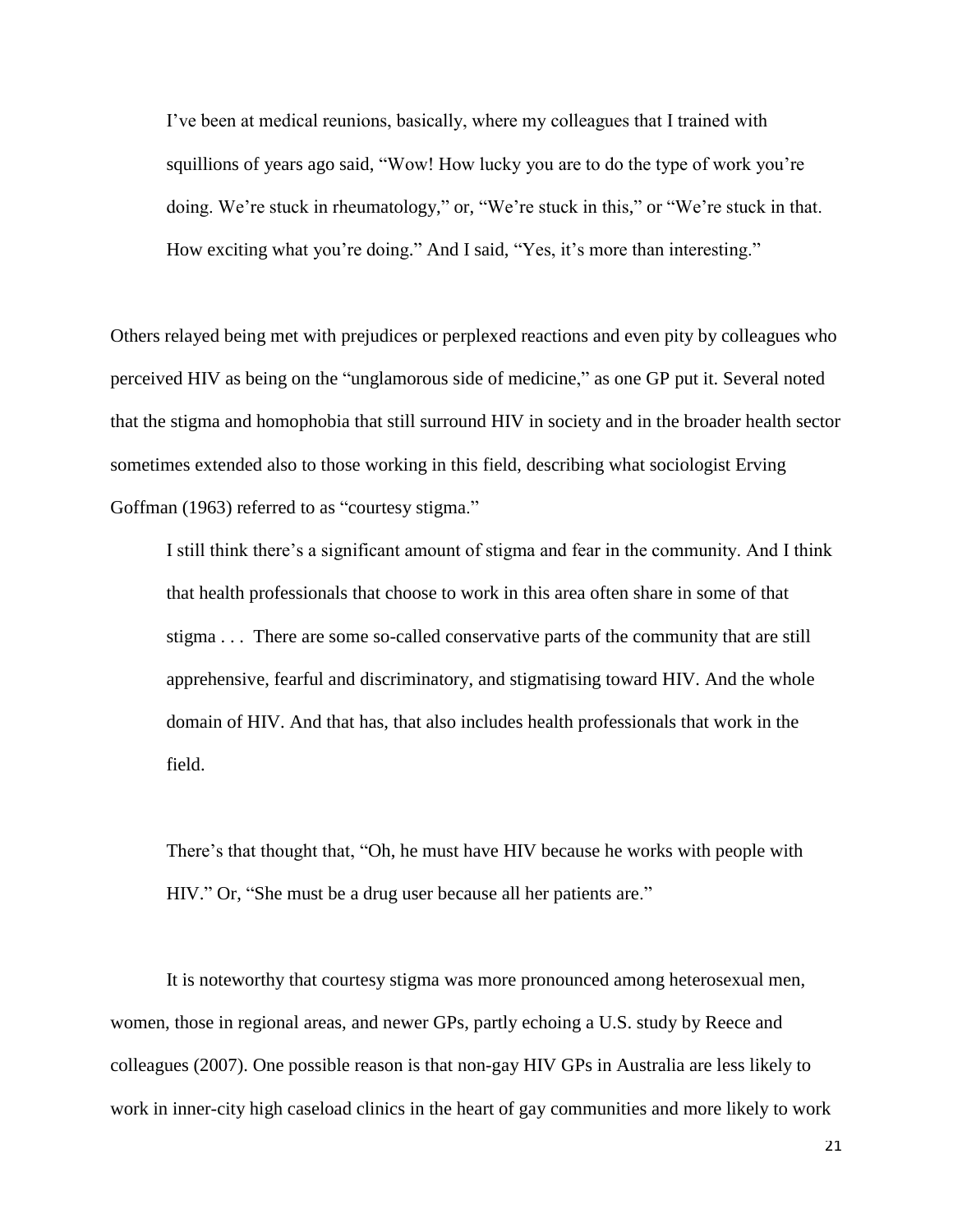> I've been at medical reunions, basically, where my colleagues that I trained with squillions of years ago said, "Wow! How lucky you are to do the type of work you're doing. We're stuck in rheumatology," or, "We're stuck in this," or "We're stuck in that. How exciting what you're doing." And I said, "Yes, it's more than interesting."

Others relayed being met with prejudices or perplexed reactions and even pity by colleagues who perceived HIV as being on the "unglamorous side of medicine," as one GP put it. Several noted that the stigma and homophobia that still surround HIV in society and in the broader health sector sometimes extended also to those working in this field, describing what sociologist Erving Goffman (1963) referred to as "courtesy stigma."

> I still think there's a significant amount of stigma and fear in the community. And I think that health professionals that choose to work in this area often share in some of that stigma . . . There are some so-called conservative parts of the community that are still apprehensive, fearful and discriminatory, and stigmatising toward HIV. And the whole domain of HIV. And that has, that also includes health professionals that work in the field.

> There's that thought that, "Oh, he must have HIV because he works with people with HIV." Or, "She must be a drug user because all her patients are."

It is noteworthy that courtesy stigma was more pronounced among heterosexual men, women, those in regional areas, and newer GPs, partly echoing a U.S. study by Reece and colleagues (2007). One possible reason is that non-gay HIV GPs in Australia are less likely to work in inner-city high caseload clinics in the heart of gay communities and more likely to work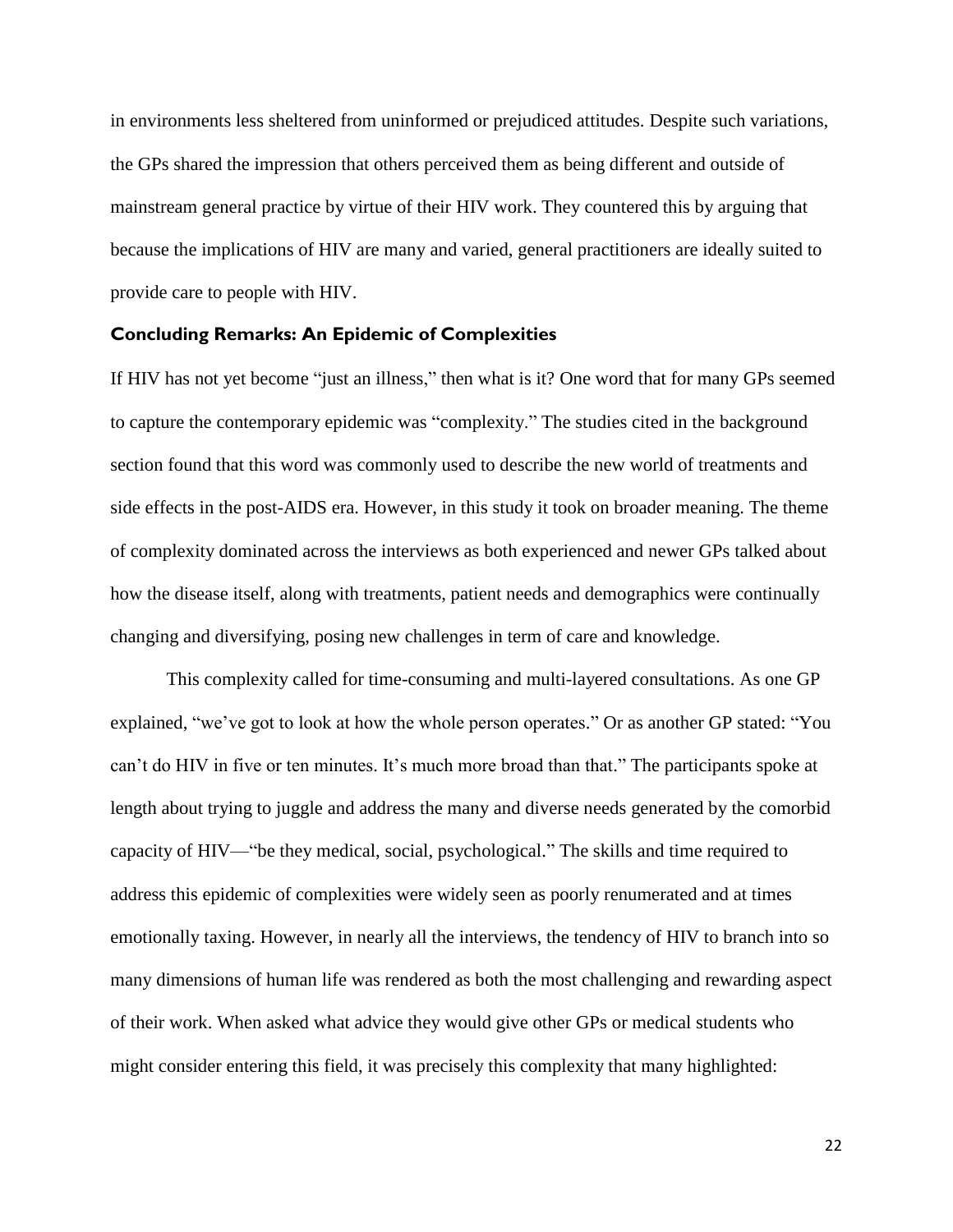in environments less sheltered from uninformed or prejudiced attitudes. Despite such variations, the GPs shared the impression that others perceived them as being different and outside of mainstream general practice by virtue of their HIV work. They countered this by arguing that because the implications of HIV are many and varied, general practitioners are ideally suited to provide care to people with HIV.

## Concluding Remarks: An Epidemic of Complexities

If HIV has not yet become "just an illness," then what is it? One word that for many GPs seemed to capture the contemporary epidemic was "complexity." The studies cited in the background section found that this word was commonly used to describe the new world of treatments and side effects in the post-AIDS era. However, in this study it took on broader meaning. The theme of complexity dominated across the interviews as both experienced and newer GPs talked about how the disease itself, along with treatments, patient needs and demographics were continually changing and diversifying, posing new challenges in term of care and knowledge.

This complexity called for time-consuming and multi-layered consultations. As one GP explained, "we've got to look at how the whole person operates." Or as another GP stated: "You can't do HIV in five or ten minutes. It's much more broad than that." The participants spoke at length about trying to juggle and address the many and diverse needs generated by the comorbid capacity of HIV—"be they medical, social, psychological." The skills and time required to address this epidemic of complexities were widely seen as poorly renumerated and at times emotionally taxing. However, in nearly all the interviews, the tendency of HIV to branch into so many dimensions of human life was rendered as both the most challenging and rewarding aspect of their work. When asked what advice they would give other GPs or medical students who might consider entering this field, it was precisely this complexity that many highlighted: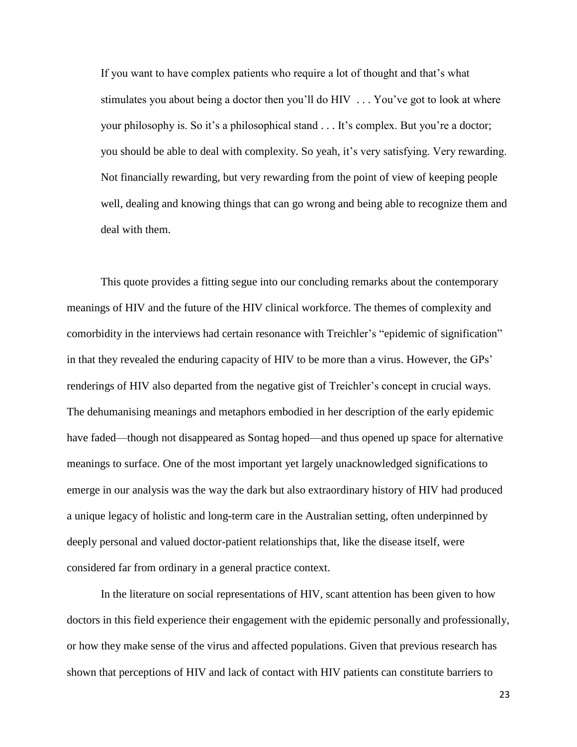> If you want to have complex patients who require a lot of thought and that's what stimulates you about being a doctor then you'll do HIV . . . You've got to look at where your philosophy is. So it's a philosophical stand . . . It's complex. But you're a doctor; you should be able to deal with complexity. So yeah, it's very satisfying. Very rewarding. Not financially rewarding, but very rewarding from the point of view of keeping people well, dealing and knowing things that can go wrong and being able to recognize them and deal with them.

This quote provides a fitting segue into our concluding remarks about the contemporary meanings of HIV and the future of the HIV clinical workforce. The themes of complexity and comorbidity in the interviews had certain resonance with Treichler's "epidemic of signification" in that they revealed the enduring capacity of HIV to be more than a virus. However, the GPs' renderings of HIV also departed from the negative gist of Treichler's concept in crucial ways. The dehumanising meanings and metaphors embodied in her description of the early epidemic have faded—though not disappeared as Sontag hoped—and thus opened up space for alternative meanings to surface. One of the most important yet largely unacknowledged significations to emerge in our analysis was the way the dark but also extraordinary history of HIV had produced a unique legacy of holistic and long-term care in the Australian setting, often underpinned by deeply personal and valued doctor-patient relationships that, like the disease itself, were considered far from ordinary in a general practice context.

In the literature on social representations of HIV, scant attention has been given to how doctors in this field experience their engagement with the epidemic personally and professionally, or how they make sense of the virus and affected populations. Given that previous research has shown that perceptions of HIV and lack of contact with HIV patients can constitute barriers to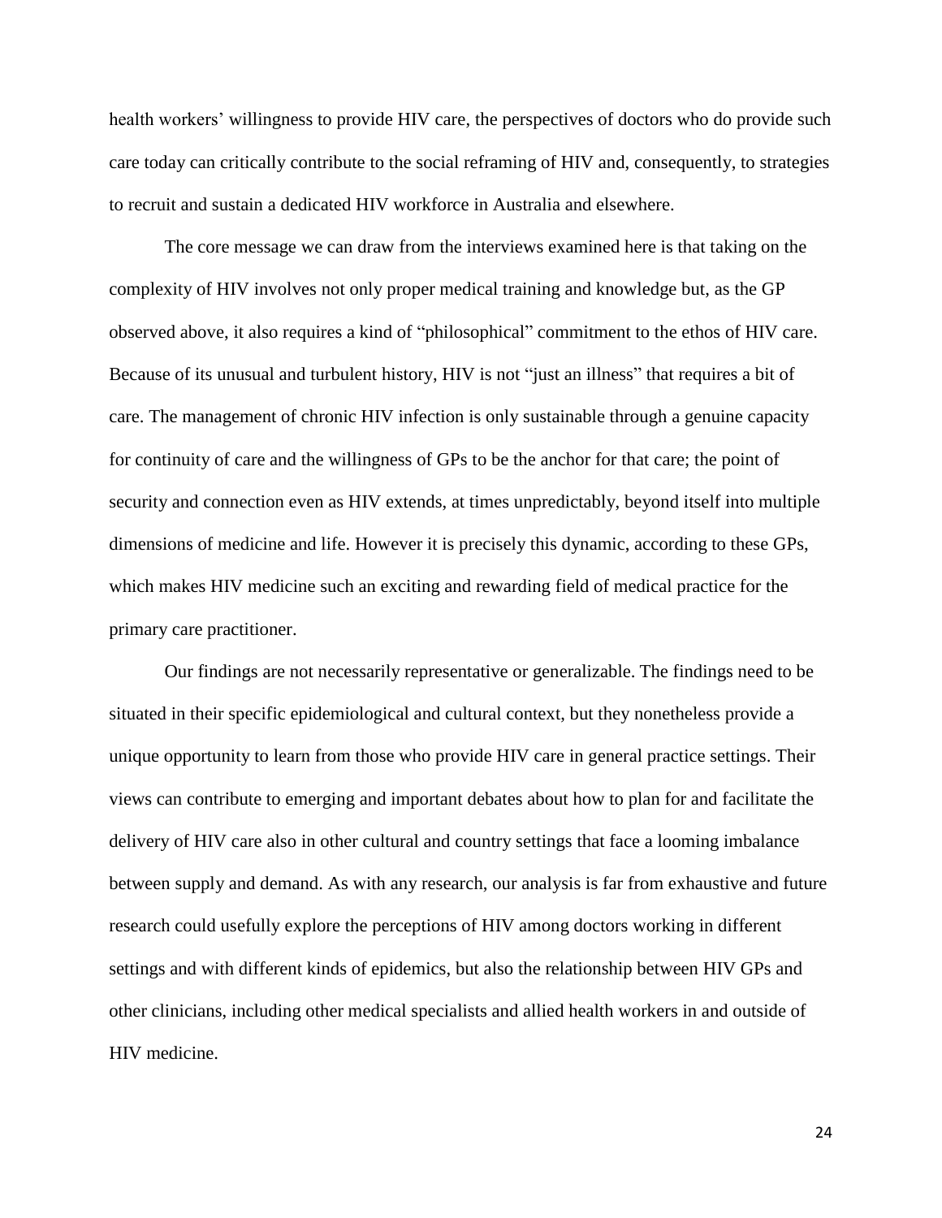health workers' willingness to provide HIV care, the perspectives of doctors who do provide such care today can critically contribute to the social reframing of HIV and, consequently, to strategies to recruit and sustain a dedicated HIV workforce in Australia and elsewhere.

The core message we can draw from the interviews examined here is that taking on the complexity of HIV involves not only proper medical training and knowledge but, as the GP observed above, it also requires a kind of "philosophical" commitment to the ethos of HIV care. Because of its unusual and turbulent history, HIV is not "just an illness" that requires a bit of care. The management of chronic HIV infection is only sustainable through a genuine capacity for continuity of care and the willingness of GPs to be the anchor for that care; the point of security and connection even as HIV extends, at times unpredictably, beyond itself into multiple dimensions of medicine and life. However it is precisely this dynamic, according to these GPs, which makes HIV medicine such an exciting and rewarding field of medical practice for the primary care practitioner.

Our findings are not necessarily representative or generalizable. The findings need to be situated in their specific epidemiological and cultural context, but they nonetheless provide a unique opportunity to learn from those who provide HIV care in general practice settings. Their views can contribute to emerging and important debates about how to plan for and facilitate the delivery of HIV care also in other cultural and country settings that face a looming imbalance between supply and demand. As with any research, our analysis is far from exhaustive and future research could usefully explore the perceptions of HIV among doctors working in different settings and with different kinds of epidemics, but also the relationship between HIV GPs and other clinicians, including other medical specialists and allied health workers in and outside of HIV medicine.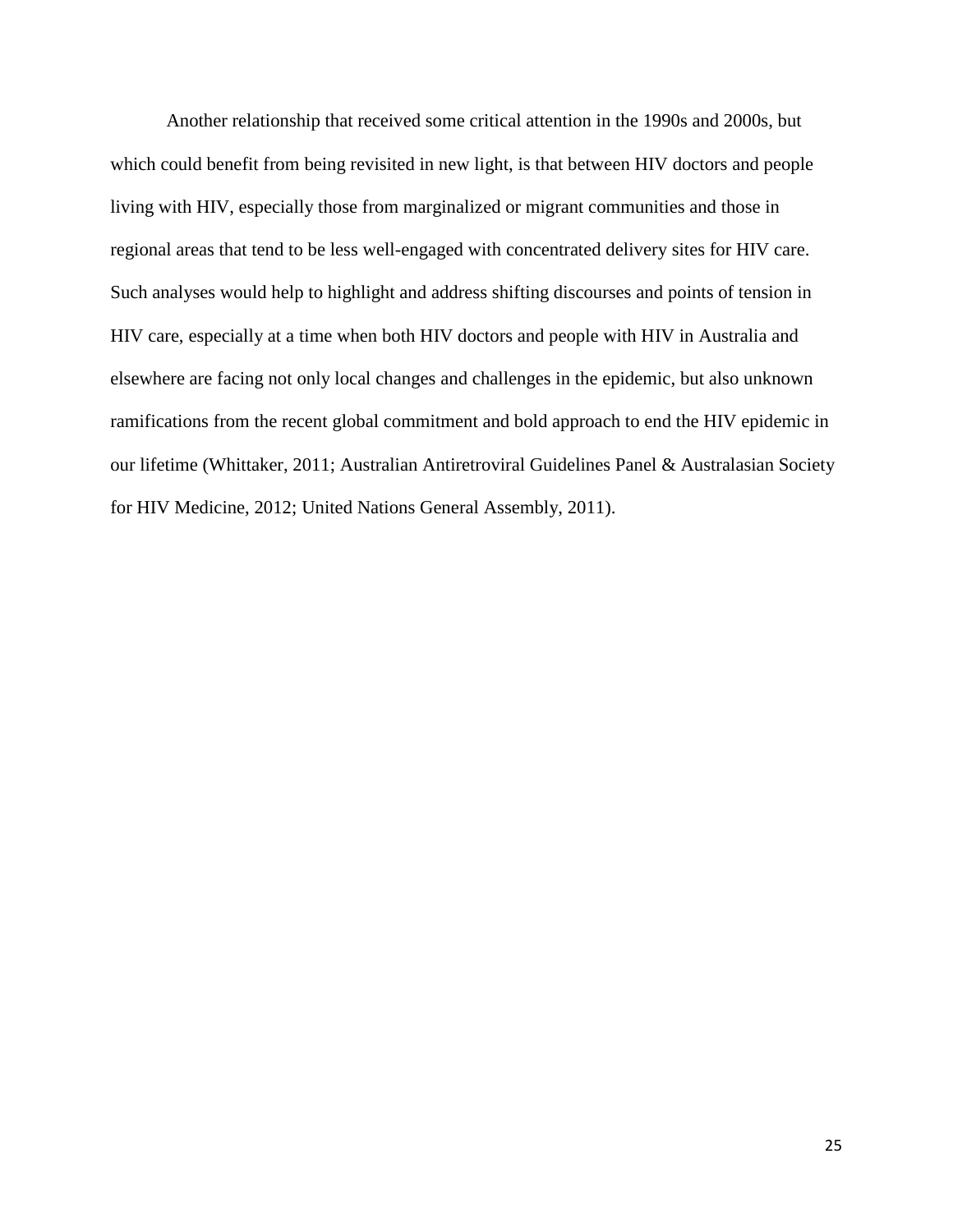Another relationship that received some critical attention in the 1990s and 2000s, but which could benefit from being revisited in new light, is that between HIV doctors and people living with HIV, especially those from marginalized or migrant communities and those in regional areas that tend to be less well-engaged with concentrated delivery sites for HIV care. Such analyses would help to highlight and address shifting discourses and points of tension in HIV care, especially at a time when both HIV doctors and people with HIV in Australia and elsewhere are facing not only local changes and challenges in the epidemic, but also unknown ramifications from the recent global commitment and bold approach to end the HIV epidemic in our lifetime (Whittaker, 2011; Australian Antiretroviral Guidelines Panel & Australasian Society for HIV Medicine, 2012; United Nations General Assembly, 2011).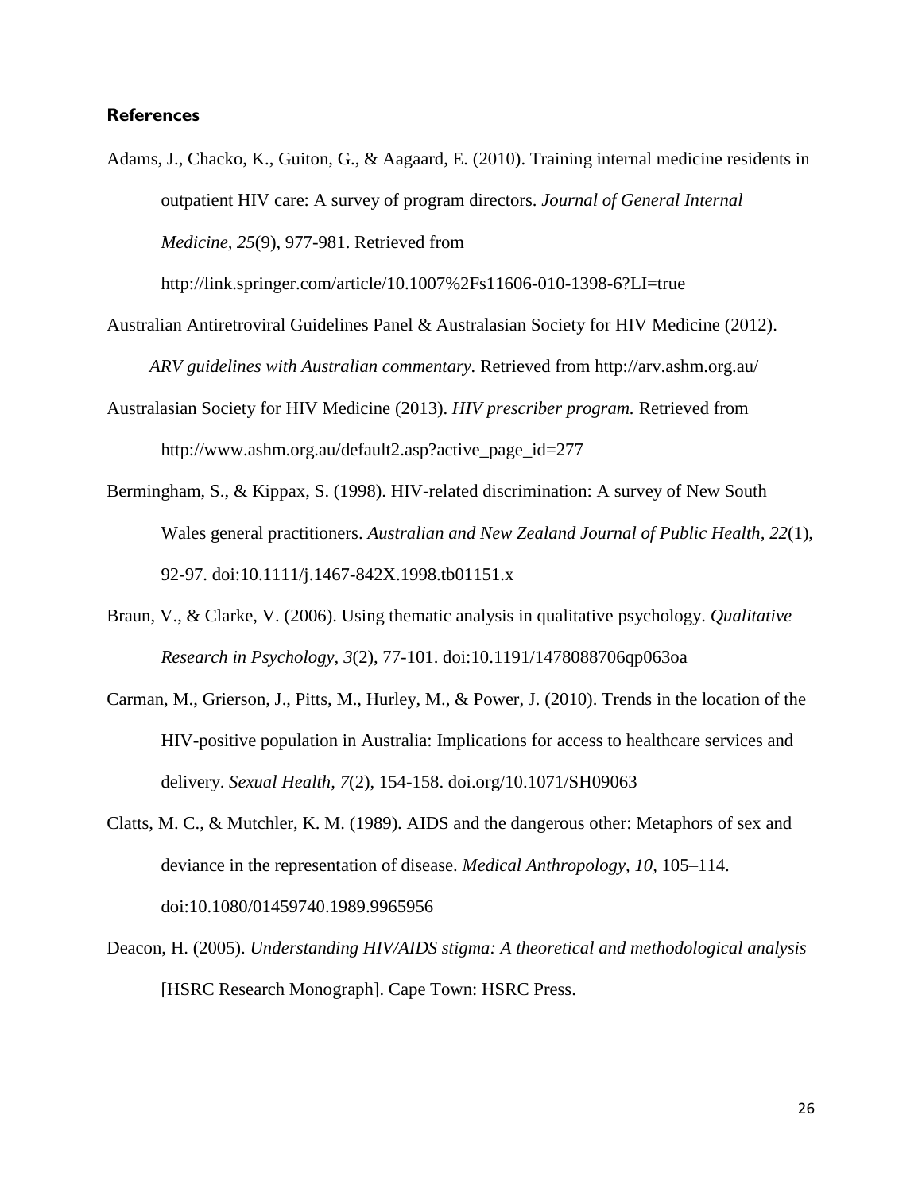## References

Adams, J., Chacko, K., Guiton, G., & Aagaard, E. (2010). Training internal medicine residents in outpatient HIV care: A survey of program directors. *Journal of General Internal Medicine, 25*(9), 977-981. Retrieved from http://link.springer.com/article/10.1007%2Fs11606-010-1398-6?LI=true

Australian Antiretroviral Guidelines Panel & Australasian Society for HIV Medicine (2012). *ARV guidelines with Australian commentary.* Retrieved from http://arv.ashm.org.au/

Australasian Society for HIV Medicine (2013). *HIV prescriber program.* Retrieved from http://www.ashm.org.au/default2.asp?active_page_id=277

Bermingham, S., & Kippax, S. (1998). HIV-related discrimination: A survey of New South Wales general practitioners. *Australian and New Zealand Journal of Public Health, 22*(1), 92-97. doi:10.1111/j.1467-842X.1998.tb01151.x

Braun, V., & Clarke, V. (2006). Using thematic analysis in qualitative psychology. *Qualitative Research in Psychology, 3*(2), 77-101. doi:10.1191/1478088706qp063oa

Carman, M., Grierson, J., Pitts, M., Hurley, M., & Power, J. (2010). Trends in the location of the HIV-positive population in Australia: Implications for access to healthcare services and delivery. *Sexual Health, 7*(2), 154-158. doi.org/10.1071/SH09063

Clatts, M. C., & Mutchler, K. M. (1989). AIDS and the dangerous other: Metaphors of sex and deviance in the representation of disease. *Medical Anthropology, 10,* 105–114. doi:10.1080/01459740.1989.9965956

Deacon, H. (2005). *Understanding HIV/AIDS stigma: A theoretical and methodological analysis* [HSRC Research Monograph]. Cape Town: HSRC Press.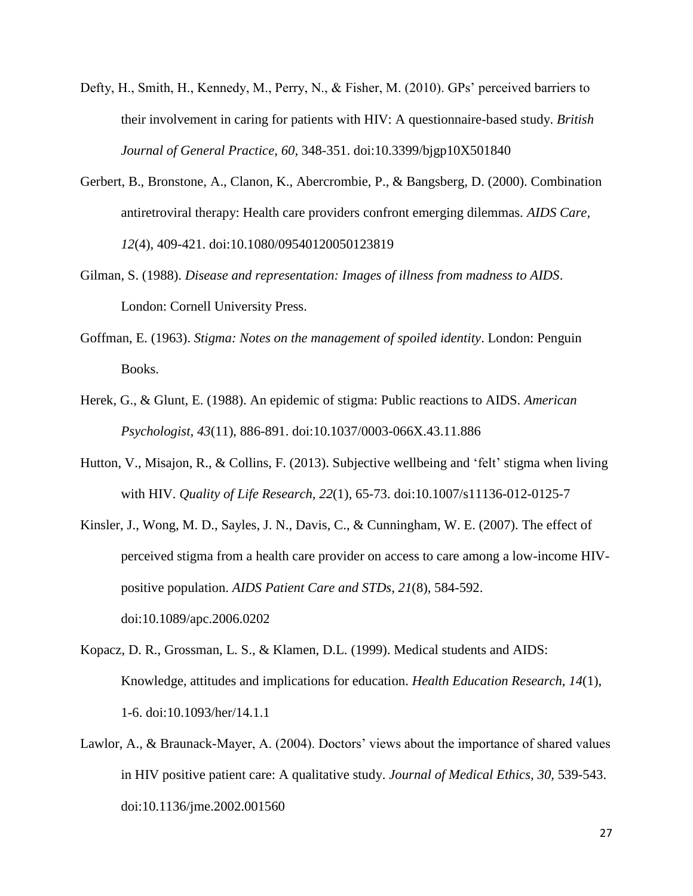Defty, H., Smith, H., Kennedy, M., Perry, N., & Fisher, M. (2010). GPs' perceived barriers to their involvement in caring for patients with HIV: A questionnaire-based study. *British Journal of General Practice, 60*, 348-351. doi:10.3399/bjgp10X501840

Gerbert, B., Bronstone, A., Clanon, K., Abercrombie, P., & Bangsberg, D. (2000). Combination antiretroviral therapy: Health care providers confront emerging dilemmas. *AIDS Care, 12*(4), 409-421. doi:10.1080/09540120050123819

Gilman, S. (1988). *Disease and representation: Images of illness from madness to AIDS*. London: Cornell University Press.

Goffman, E. (1963). *Stigma: Notes on the management of spoiled identity*. London: Penguin Books.

Herek, G., & Glunt, E. (1988). An epidemic of stigma: Public reactions to AIDS. *American Psychologist, 43*(11), 886-891. doi:10.1037/0003-066X.43.11.886

Hutton, V., Misajon, R., & Collins, F. (2013). Subjective wellbeing and 'felt' stigma when living with HIV. *Quality of Life Research, 22*(1), 65-73. doi:10.1007/s11136-012-0125-7

Kinsler, J., Wong, M. D., Sayles, J. N., Davis, C., & Cunningham, W. E. (2007). The effect of perceived stigma from a health care provider on access to care among a low-income HIV-positive population. *AIDS Patient Care and STDs, 21*(8), 584-592. doi:10.1089/apc.2006.0202

Kopacz, D. R., Grossman, L. S., & Klamen, D.L. (1999). Medical students and AIDS: Knowledge, attitudes and implications for education. *Health Education Research, 14*(1), 1-6. doi:10.1093/her/14.1.1

Lawlor, A., & Braunack-Mayer, A. (2004). Doctors' views about the importance of shared values in HIV positive patient care: A qualitative study. *Journal of Medical Ethics, 30*, 539-543. doi:10.1136/jme.2002.001560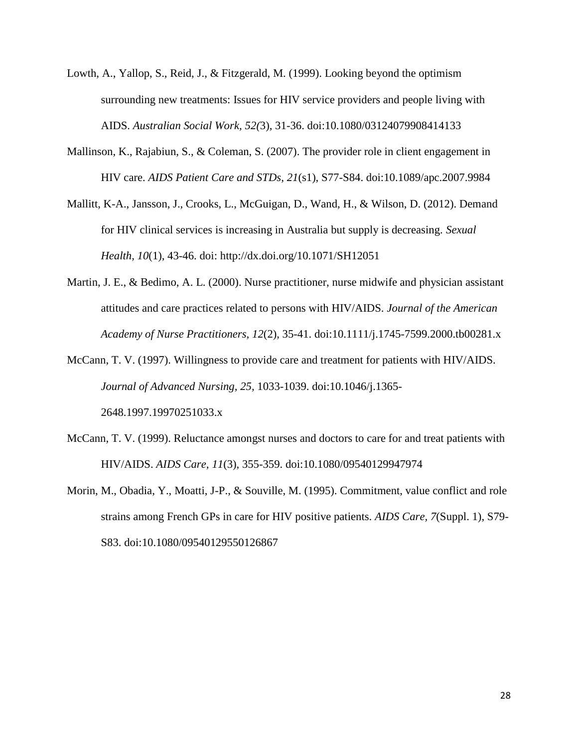Lowth, A., Yallop, S., Reid, J., & Fitzgerald, M. (1999). Looking beyond the optimism surrounding new treatments: Issues for HIV service providers and people living with AIDS. *Australian Social Work, 52(*3), 31-36. doi:10.1080/03124079908414133

Mallinson, K., Rajabiun, S., & Coleman, S. (2007). The provider role in client engagement in HIV care. *AIDS Patient Care and STDs, 21*(s1), S77-S84. doi:10.1089/apc.2007.9984

Mallitt, K-A., Jansson, J., Crooks, L., McGuigan, D., Wand, H., & Wilson, D. (2012). Demand for HIV clinical services is increasing in Australia but supply is decreasing. *Sexual Health, 10*(1), 43-46. doi: http://dx.doi.org/10.1071/SH12051

Martin, J. E., & Bedimo, A. L. (2000). Nurse practitioner, nurse midwife and physician assistant attitudes and care practices related to persons with HIV/AIDS. *Journal of the American Academy of Nurse Practitioners, 12*(2), 35-41. doi:10.1111/j.1745-7599.2000.tb00281.x

McCann, T. V. (1997). Willingness to provide care and treatment for patients with HIV/AIDS. *Journal of Advanced Nursing, 25*, 1033-1039. doi:10.1046/j.1365-2648.1997.19970251033.x

McCann, T. V. (1999). Reluctance amongst nurses and doctors to care for and treat patients with HIV/AIDS. *AIDS Care, 11*(3), 355-359. doi:10.1080/09540129947974

Morin, M., Obadia, Y., Moatti, J-P., & Souville, M. (1995). Commitment, value conflict and role strains among French GPs in care for HIV positive patients. *AIDS Care, 7*(Suppl. 1), S79-S83. doi:10.1080/09540129550126867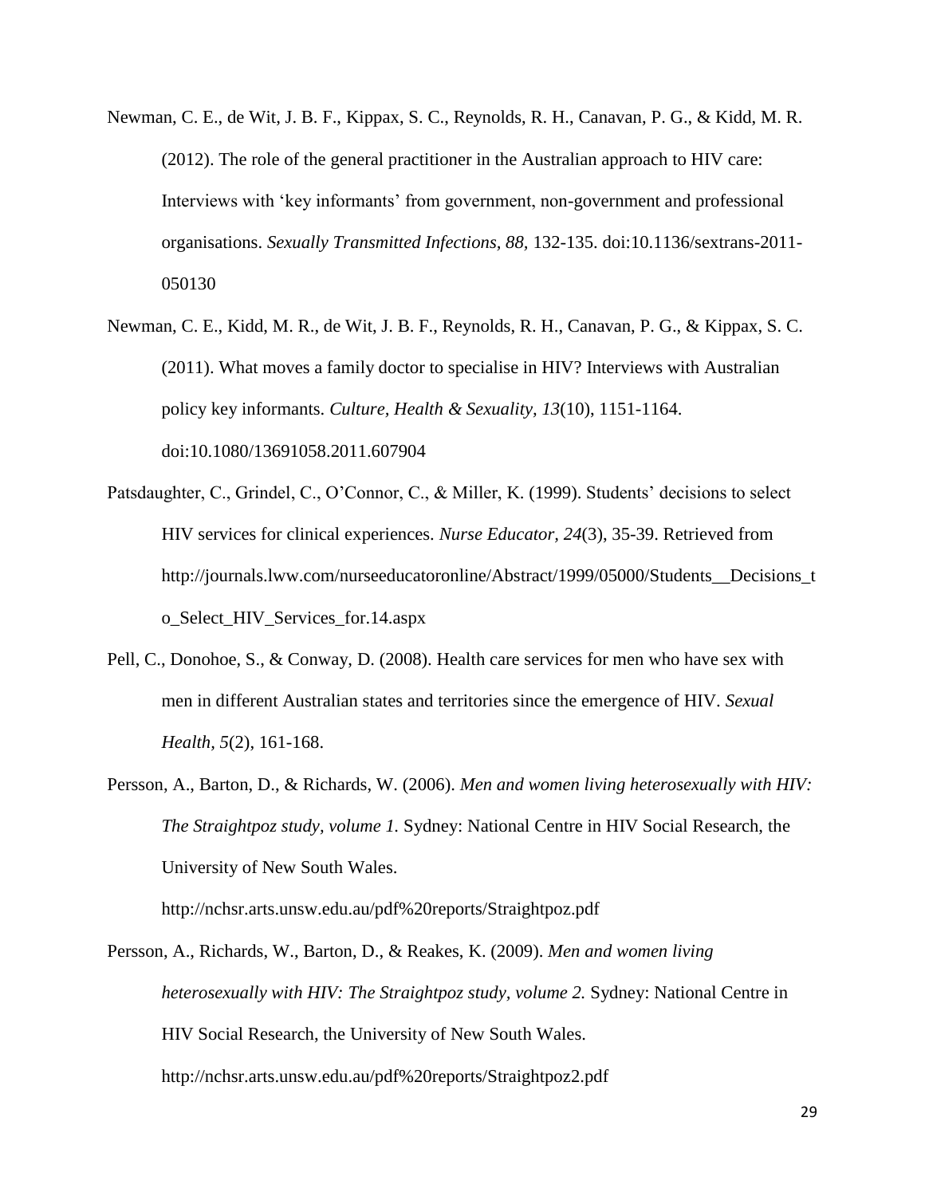Newman, C. E., de Wit, J. B. F., Kippax, S. C., Reynolds, R. H., Canavan, P. G., & Kidd, M. R. (2012). The role of the general practitioner in the Australian approach to HIV care: Interviews with 'key informants' from government, non-government and professional organisations. *Sexually Transmitted Infections, 88,* 132-135. doi:10.1136/sextrans-2011-050130

Newman, C. E., Kidd, M. R., de Wit, J. B. F., Reynolds, R. H., Canavan, P. G., & Kippax, S. C. (2011). What moves a family doctor to specialise in HIV? Interviews with Australian policy key informants. *Culture, Health & Sexuality, 13*(10), 1151-1164. doi:10.1080/13691058.2011.607904

Patsdaughter, C., Grindel, C., O'Connor, C., & Miller, K. (1999). Students' decisions to select HIV services for clinical experiences. *Nurse Educator, 24*(3), 35-39. Retrieved from http://journals.lww.com/nurseeducatoronline/Abstract/1999/05000/Students__Decisions_to_Select_HIV_Services_for.14.aspx

Pell, C., Donohoe, S., & Conway, D. (2008). Health care services for men who have sex with men in different Australian states and territories since the emergence of HIV. *Sexual Health, 5*(2), 161-168.

Persson, A., Barton, D., & Richards, W. (2006). *Men and women living heterosexually with HIV: The Straightpoz study, volume 1.* Sydney: National Centre in HIV Social Research, the University of New South Wales. http://nchsr.arts.unsw.edu.au/pdf%20reports/Straightpoz.pdf

Persson, A., Richards, W., Barton, D., & Reakes, K. (2009). *Men and women living heterosexually with HIV: The Straightpoz study, volume 2.* Sydney: National Centre in HIV Social Research, the University of New South Wales. http://nchsr.arts.unsw.edu.au/pdf%20reports/Straightpoz2.pdf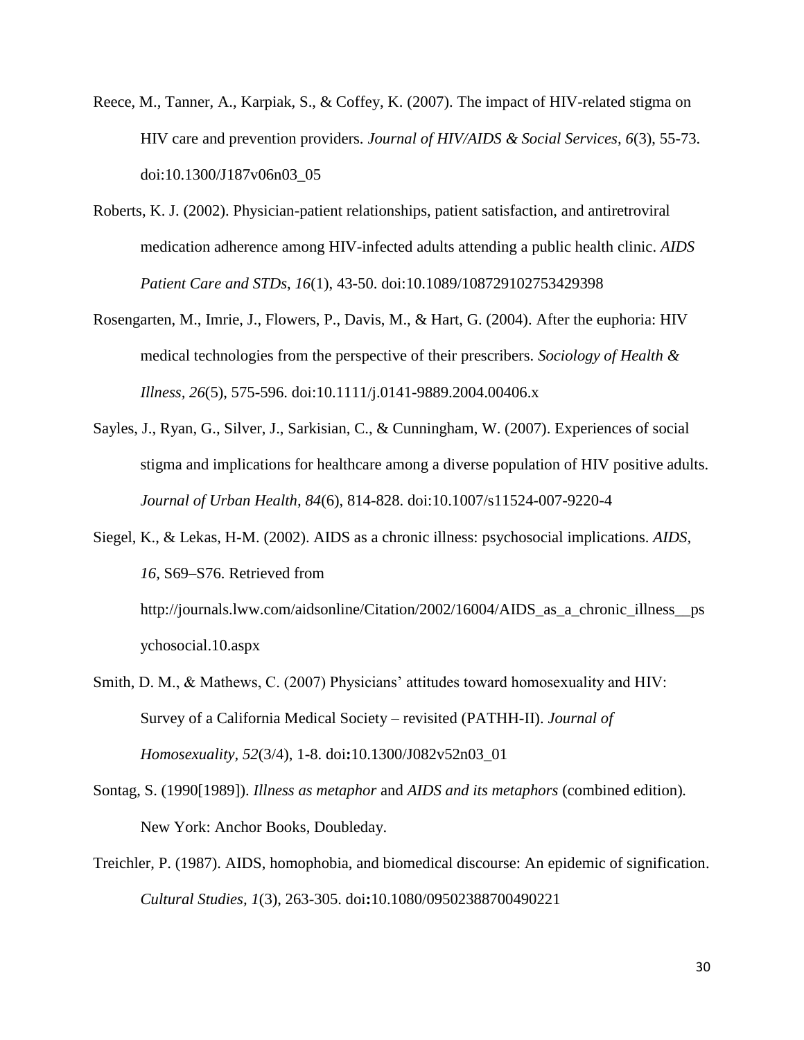Reece, M., Tanner, A., Karpiak, S., & Coffey, K. (2007). The impact of HIV-related stigma on HIV care and prevention providers. *Journal of HIV/AIDS & Social Services, 6*(3), 55-73. doi:10.1300/J187v06n03_05

Roberts, K. J. (2002). Physician-patient relationships, patient satisfaction, and antiretroviral medication adherence among HIV-infected adults attending a public health clinic. *AIDS Patient Care and STDs*, *16*(1), 43-50. doi:10.1089/108729102753429398

Rosengarten, M., Imrie, J., Flowers, P., Davis, M., & Hart, G. (2004). After the euphoria: HIV medical technologies from the perspective of their prescribers. *Sociology of Health & Illness, 26*(5), 575-596. doi:10.1111/j.0141-9889.2004.00406.x

Sayles, J., Ryan, G., Silver, J., Sarkisian, C., & Cunningham, W. (2007). Experiences of social stigma and implications for healthcare among a diverse population of HIV positive adults. *Journal of Urban Health, 84*(6), 814-828. doi:10.1007/s11524-007-9220-4

Siegel, K., & Lekas, H-M. (2002). AIDS as a chronic illness: psychosocial implications. *AIDS*, *16,* S69–S76. Retrieved from http://journals.lww.com/aidsonline/Citation/2002/16004/AIDS_as_a_chronic_illness__psychosocial.10.aspx

Smith, D. M., & Mathews, C. (2007) Physicians' attitudes toward homosexuality and HIV: Survey of a California Medical Society – revisited (PATHH-II). *Journal of Homosexuality, 52*(3/4), 1-8. doi**:**10.1300/J082v52n03_01

Sontag, S. (1990[1989]). *Illness as metaphor* and *AIDS and its metaphors* (combined edition)*.* New York: Anchor Books, Doubleday.

Treichler, P. (1987). AIDS, homophobia, and biomedical discourse: An epidemic of signification. *Cultural Studies, 1*(3), 263-305. doi**:**10.1080/09502388700490221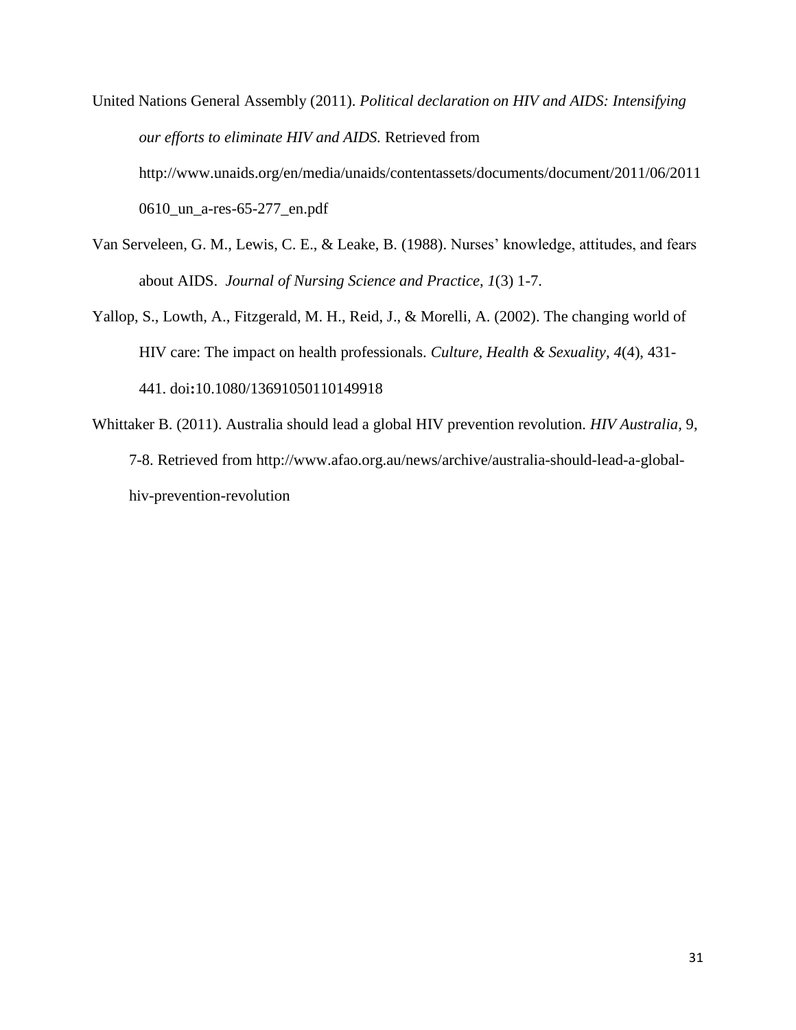United Nations General Assembly (2011). *Political declaration on HIV and AIDS: Intensifying our efforts to eliminate HIV and AIDS.* Retrieved from http://www.unaids.org/en/media/unaids/contentassets/documents/document/2011/06/20110610_un_a-res-65-277_en.pdf

Van Serveleen, G. M., Lewis, C. E., & Leake, B. (1988). Nurses' knowledge, attitudes, and fears about AIDS. *Journal of Nursing Science and Practice, 1*(3) 1-7.

Yallop, S., Lowth, A., Fitzgerald, M. H., Reid, J., & Morelli, A. (2002). The changing world of HIV care: The impact on health professionals. *Culture, Health & Sexuality, 4*(4), 431-441. doi**:**10.1080/13691050110149918

Whittaker B. (2011). Australia should lead a global HIV prevention revolution. *HIV Australia*, 9, 7-8. Retrieved from http://www.afao.org.au/news/archive/australia-should-lead-a-global-hiv-prevention-revolution